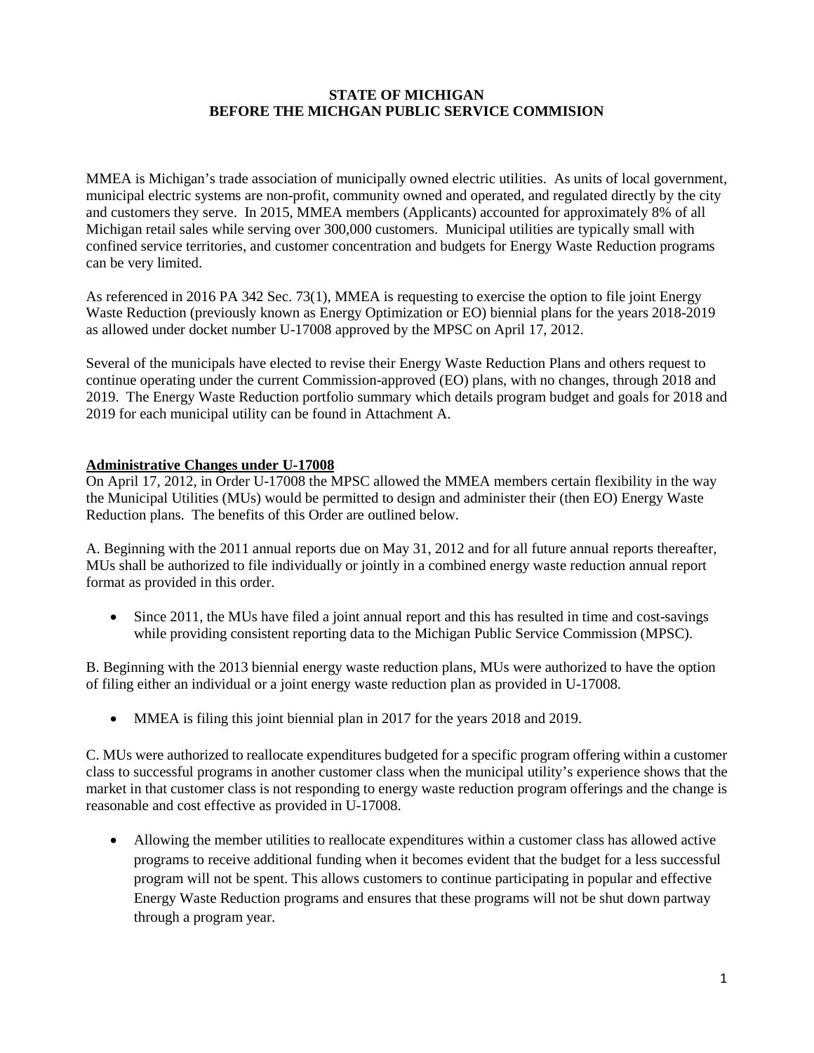**STATE OF MICHIGAN**
**BEFORE THE MICHIGAN PUBLIC SERVICE COMMISION**

MMEA is Michigan's trade association of municipally owned electric utilities. As units of local government, municipal electric systems are non-profit, community owned and operated, and regulated directly by the city and customers they serve. In 2015, MMEA members (Applicants) accounted for approximately 8% of all Michigan retail sales while serving over 300,000 customers. Municipal utilities are typically small with confined service territories, and customer concentration and budgets for Energy Waste Reduction programs can be very limited.

As referenced in 2016 PA 342 Sec. 73(1), MMEA is requesting to exercise the option to file joint Energy Waste Reduction (previously known as Energy Optimization or EO) biennial plans for the years 2018-2019 as allowed under docket number U-17008 approved by the MPSC on April 17, 2012.

Several of the municipals have elected to revise their Energy Waste Reduction Plans and others request to continue operating under the current Commission-approved (EO) plans, with no changes, through 2018 and 2019. The Energy Waste Reduction portfolio summary which details program budget and goals for 2018 and 2019 for each municipal utility can be found in Attachment A.

**Administrative Changes under U-17008**

On April 17, 2012, in Order U-17008 the MPSC allowed the MMEA members certain flexibility in the way the Municipal Utilities (MUs) would be permitted to design and administer their (then EO) Energy Waste Reduction plans. The benefits of this Order are outlined below.

A. Beginning with the 2011 annual reports due on May 31, 2012 and for all future annual reports thereafter, MUs shall be authorized to file individually or jointly in a combined energy waste reduction annual report format as provided in this order.

- Since 2011, the MUs have filed a joint annual report and this has resulted in time and cost-savings while providing consistent reporting data to the Michigan Public Service Commission (MPSC).

B. Beginning with the 2013 biennial energy waste reduction plans, MUs were authorized to have the option of filing either an individual or a joint energy waste reduction plan as provided in U-17008.

- MMEA is filing this joint biennial plan in 2017 for the years 2018 and 2019.

C. MUs were authorized to reallocate expenditures budgeted for a specific program offering within a customer class to successful programs in another customer class when the municipal utility's experience shows that the market in that customer class is not responding to energy waste reduction program offerings and the change is reasonable and cost effective as provided in U-17008.

- Allowing the member utilities to reallocate expenditures within a customer class has allowed active programs to receive additional funding when it becomes evident that the budget for a less successful program will not be spent. This allows customers to continue participating in popular and effective Energy Waste Reduction programs and ensures that these programs will not be shut down partway through a program year.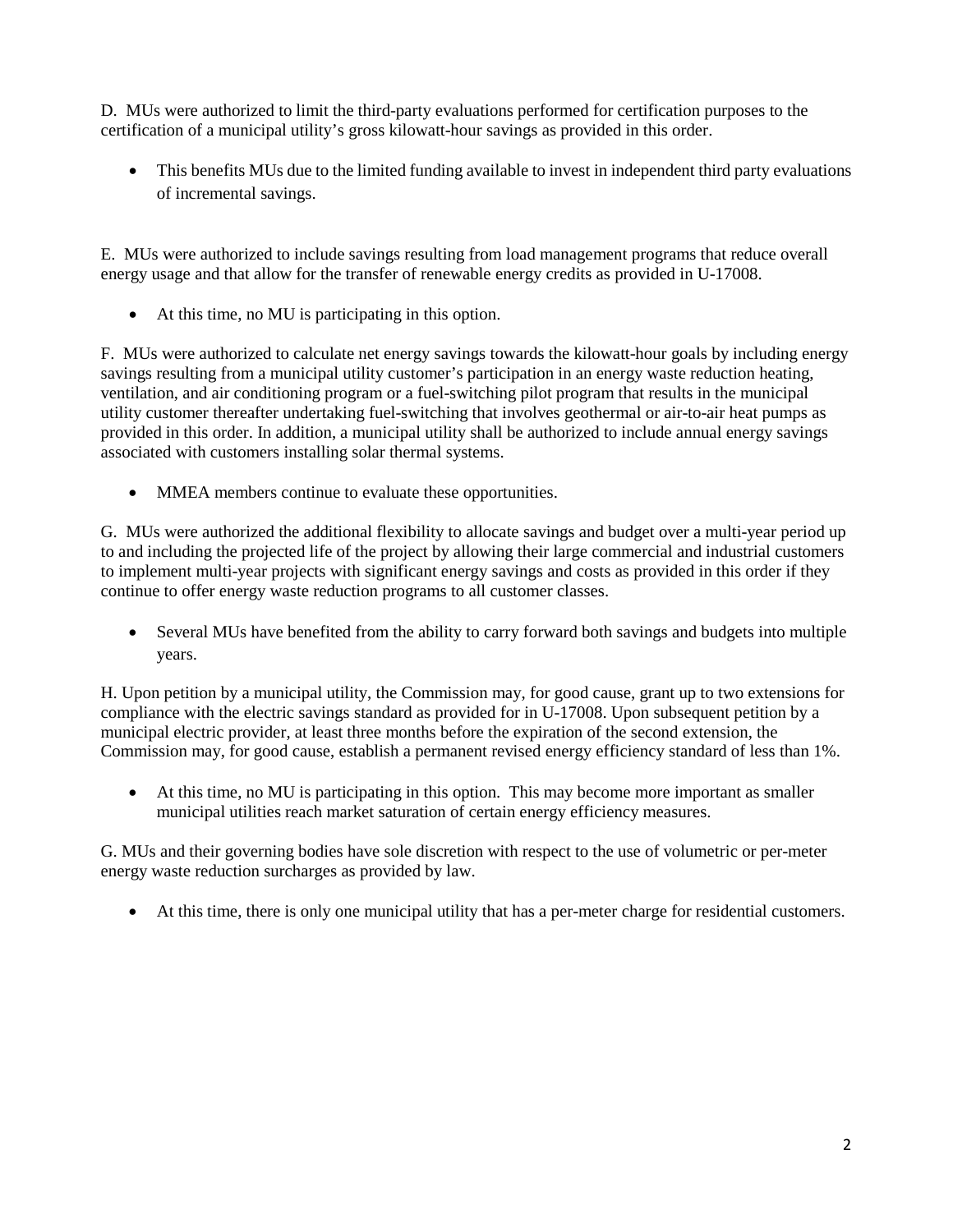D. MUs were authorized to limit the third-party evaluations performed for certification purposes to the certification of a municipal utility's gross kilowatt-hour savings as provided in this order.

- This benefits MUs due to the limited funding available to invest in independent third party evaluations of incremental savings.

E. MUs were authorized to include savings resulting from load management programs that reduce overall energy usage and that allow for the transfer of renewable energy credits as provided in U-17008.

- At this time, no MU is participating in this option.

F. MUs were authorized to calculate net energy savings towards the kilowatt-hour goals by including energy savings resulting from a municipal utility customer's participation in an energy waste reduction heating, ventilation, and air conditioning program or a fuel-switching pilot program that results in the municipal utility customer thereafter undertaking fuel-switching that involves geothermal or air-to-air heat pumps as provided in this order. In addition, a municipal utility shall be authorized to include annual energy savings associated with customers installing solar thermal systems.

- MMEA members continue to evaluate these opportunities.

G. MUs were authorized the additional flexibility to allocate savings and budget over a multi-year period up to and including the projected life of the project by allowing their large commercial and industrial customers to implement multi-year projects with significant energy savings and costs as provided in this order if they continue to offer energy waste reduction programs to all customer classes.

- Several MUs have benefited from the ability to carry forward both savings and budgets into multiple years.

H. Upon petition by a municipal utility, the Commission may, for good cause, grant up to two extensions for compliance with the electric savings standard as provided for in U-17008. Upon subsequent petition by a municipal electric provider, at least three months before the expiration of the second extension, the Commission may, for good cause, establish a permanent revised energy efficiency standard of less than 1%.

- At this time, no MU is participating in this option. This may become more important as smaller municipal utilities reach market saturation of certain energy efficiency measures.

G. MUs and their governing bodies have sole discretion with respect to the use of volumetric or per-meter energy waste reduction surcharges as provided by law.

- At this time, there is only one municipal utility that has a per-meter charge for residential customers.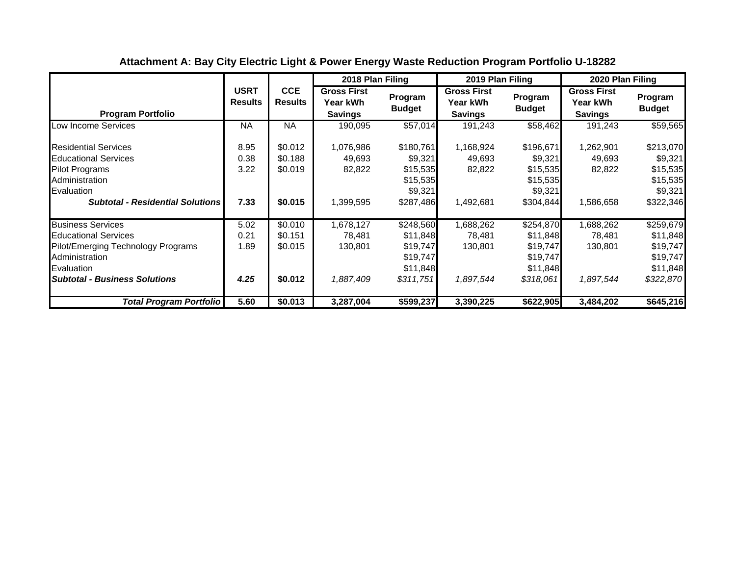**Attachment A: Bay City Electric Light & Power Energy Waste Reduction Program Portfolio U-18282**

| Program Portfolio | USRT Results | CCE Results | 2018 Plan Filing | | 2019 Plan Filing | | 2020 Plan Filing | |
|---|---|---|---|---|---|---|---|---|
| | | | Gross First Year kWh Savings | Program Budget | Gross First Year kWh Savings | Program Budget | Gross First Year kWh Savings | Program Budget |
| Low Income Services | NA | NA | 190,095 | $57,014 | 191,243 | $58,462 | 191,243 | $59,565 |
| Residential Services | 8.95 | $0.012 | 1,076,986 | $180,761 | 1,168,924 | $196,671 | 1,262,901 | $213,070 |
| Educational Services | 0.38 | $0.188 | 49,693 | $9,321 | 49,693 | $9,321 | 49,693 | $9,321 |
| Pilot Programs | 3.22 | $0.019 | 82,822 | $15,535 | 82,822 | $15,535 | 82,822 | $15,535 |
| Administration | | | | $15,535 | | $15,535 | | $15,535 |
| Evaluation | | | | $9,321 | | $9,321 | | $9,321 |
| ***Subtotal - Residential Solutions*** | **7.33** | **$0.015** | 1,399,595 | $287,486 | 1,492,681 | $304,844 | 1,586,658 | $322,346 |
| Business Services | 5.02 | $0.010 | 1,678,127 | $248,560 | 1,688,262 | $254,870 | 1,688,262 | $259,679 |
| Educational Services | 0.21 | $0.151 | 78,481 | $11,848 | 78,481 | $11,848 | 78,481 | $11,848 |
| Pilot/Emerging Technology Programs | 1.89 | $0.015 | 130,801 | $19,747 | 130,801 | $19,747 | 130,801 | $19,747 |
| Administration | | | | $19,747 | | $19,747 | | $19,747 |
| Evaluation | | | | $11,848 | | $11,848 | | $11,848 |
| ***Subtotal - Business Solutions*** | ***4.25*** | **$0.012** | *1,887,409* | *$311,751* | *1,897,544* | *$318,061* | *1,897,544* | *$322,870* |
| ***Total Program Portfolio*** | **5.60** | **$0.013** | **3,287,004** | **$599,237** | **3,390,225** | **$622,905** | **3,484,202** | **$645,216** |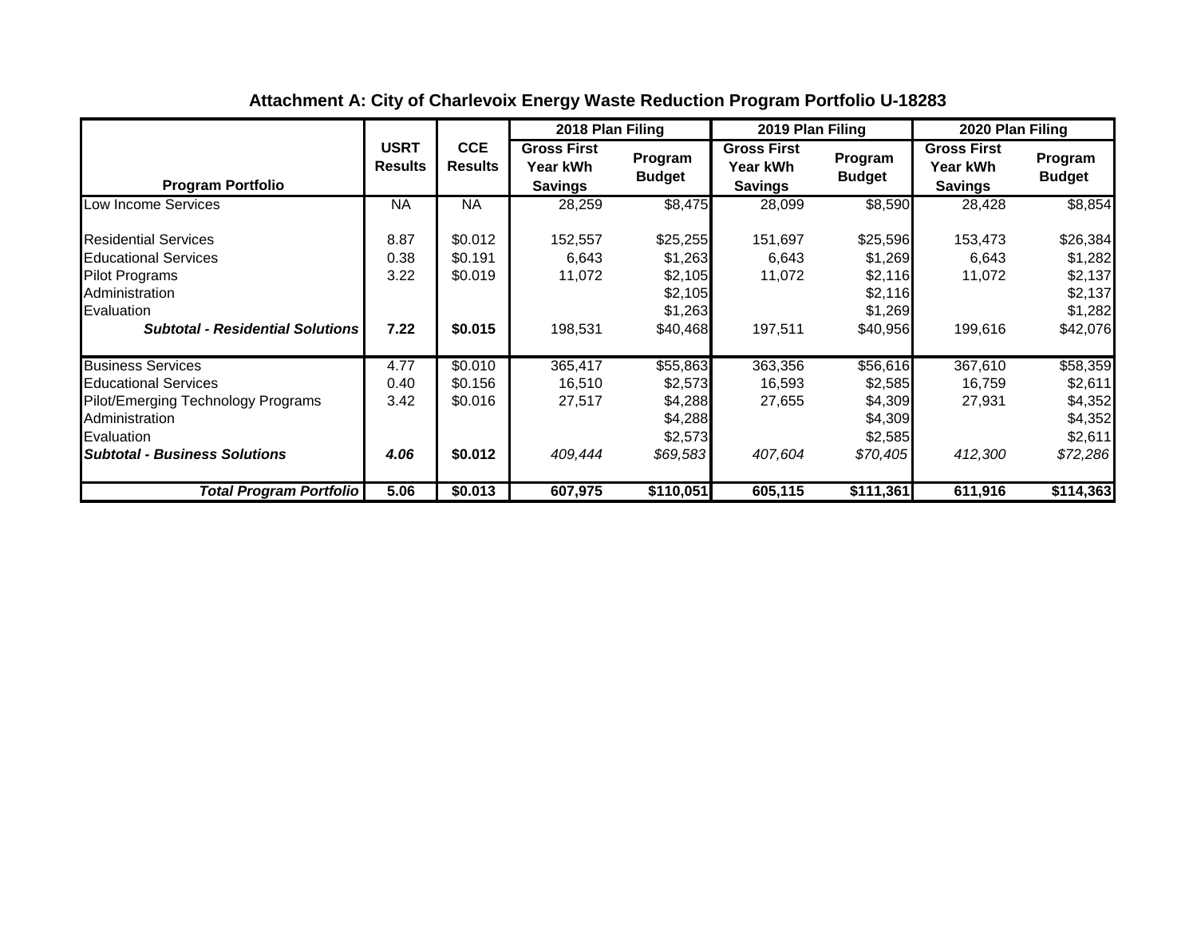## Attachment A: City of Charlevoix Energy Waste Reduction Program Portfolio U-18283

| Program Portfolio | USRT Results | CCE Results | 2018 Plan Filing | | 2019 Plan Filing | | 2020 Plan Filing | |
|---|---|---|---|---|---|---|---|---|
| | | | Gross First Year kWh Savings | Program Budget | Gross First Year kWh Savings | Program Budget | Gross First Year kWh Savings | Program Budget |
| Low Income Services | NA | NA | 28,259 | $8,475 | 28,099 | $8,590 | 28,428 | $8,854 |
| Residential Services | 8.87 | $0.012 | 152,557 | $25,255 | 151,697 | $25,596 | 153,473 | $26,384 |
| Educational Services | 0.38 | $0.191 | 6,643 | $1,263 | 6,643 | $1,269 | 6,643 | $1,282 |
| Pilot Programs | 3.22 | $0.019 | 11,072 | $2,105 | 11,072 | $2,116 | 11,072 | $2,137 |
| Administration | | | | $2,105 | | $2,116 | | $2,137 |
| Evaluation | | | | $1,263 | | $1,269 | | $1,282 |
| ***Subtotal - Residential Solutions*** | **7.22** | **$0.015** | 198,531 | $40,468 | 197,511 | $40,956 | 199,616 | $42,076 |
| Business Services | 4.77 | $0.010 | 365,417 | $55,863 | 363,356 | $56,616 | 367,610 | $58,359 |
| Educational Services | 0.40 | $0.156 | 16,510 | $2,573 | 16,593 | $2,585 | 16,759 | $2,611 |
| Pilot/Emerging Technology Programs | 3.42 | $0.016 | 27,517 | $4,288 | 27,655 | $4,309 | 27,931 | $4,352 |
| Administration | | | | $4,288 | | $4,309 | | $4,352 |
| Evaluation | | | | $2,573 | | $2,585 | | $2,611 |
| ***Subtotal - Business Solutions*** | ***4.06*** | **$0.012** | *409,444* | *$69,583* | *407,604* | *$70,405* | *412,300* | *$72,286* |
| ***Total Program Portfolio*** | **5.06** | **$0.013** | **607,975** | **$110,051** | **605,115** | **$111,361** | **611,916** | **$114,363** |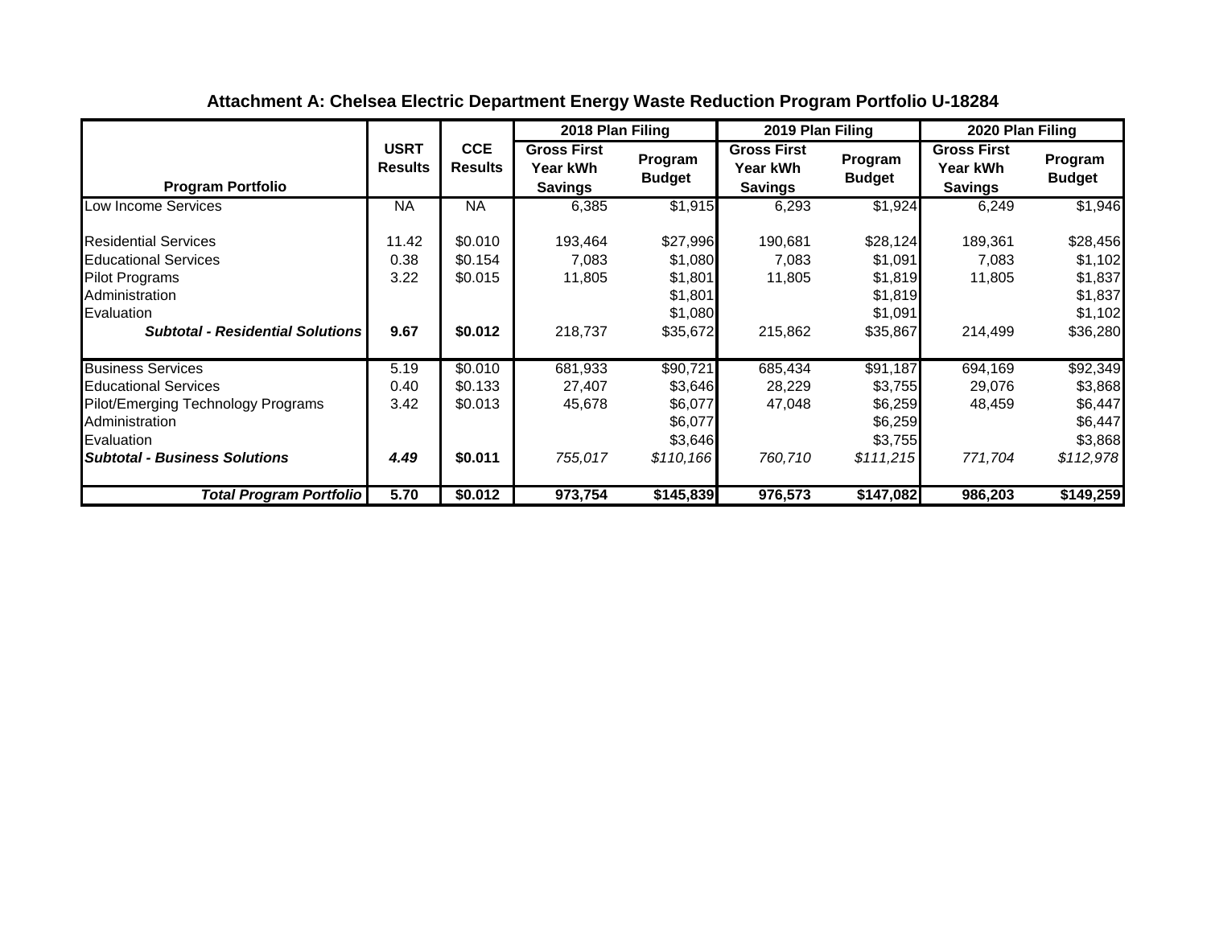### Attachment A: Chelsea Electric Department Energy Waste Reduction Program Portfolio U-18284

| Program Portfolio | USRT Results | CCE Results | 2018 Plan Filing | | 2019 Plan Filing | | 2020 Plan Filing | |
|---|---|---|---|---|---|---|---|---|
| | | | Gross First Year kWh Savings | Program Budget | Gross First Year kWh Savings | Program Budget | Gross First Year kWh Savings | Program Budget |
| Low Income Services | NA | NA | 6,385 | $1,915 | 6,293 | $1,924 | 6,249 | $1,946 |
| Residential Services | 11.42 | $0.010 | 193,464 | $27,996 | 190,681 | $28,124 | 189,361 | $28,456 |
| Educational Services | 0.38 | $0.154 | 7,083 | $1,080 | 7,083 | $1,091 | 7,083 | $1,102 |
| Pilot Programs | 3.22 | $0.015 | 11,805 | $1,801 | 11,805 | $1,819 | 11,805 | $1,837 |
| Administration | | | | $1,801 | | $1,819 | | $1,837 |
| Evaluation | | | | $1,080 | | $1,091 | | $1,102 |
| ***Subtotal - Residential Solutions*** | **9.67** | **$0.012** | 218,737 | $35,672 | 215,862 | $35,867 | 214,499 | $36,280 |
| Business Services | 5.19 | $0.010 | 681,933 | $90,721 | 685,434 | $91,187 | 694,169 | $92,349 |
| Educational Services | 0.40 | $0.133 | 27,407 | $3,646 | 28,229 | $3,755 | 29,076 | $3,868 |
| Pilot/Emerging Technology Programs | 3.42 | $0.013 | 45,678 | $6,077 | 47,048 | $6,259 | 48,459 | $6,447 |
| Administration | | | | $6,077 | | $6,259 | | $6,447 |
| Evaluation | | | | $3,646 | | $3,755 | | $3,868 |
| ***Subtotal - Business Solutions*** | ***4.49*** | **$0.011** | *755,017* | *$110,166* | *760,710* | *$111,215* | *771,704* | *$112,978* |
| ***Total Program Portfolio*** | **5.70** | **$0.012** | **973,754** | **$145,839** | **976,573** | **$147,082** | **986,203** | **$149,259** |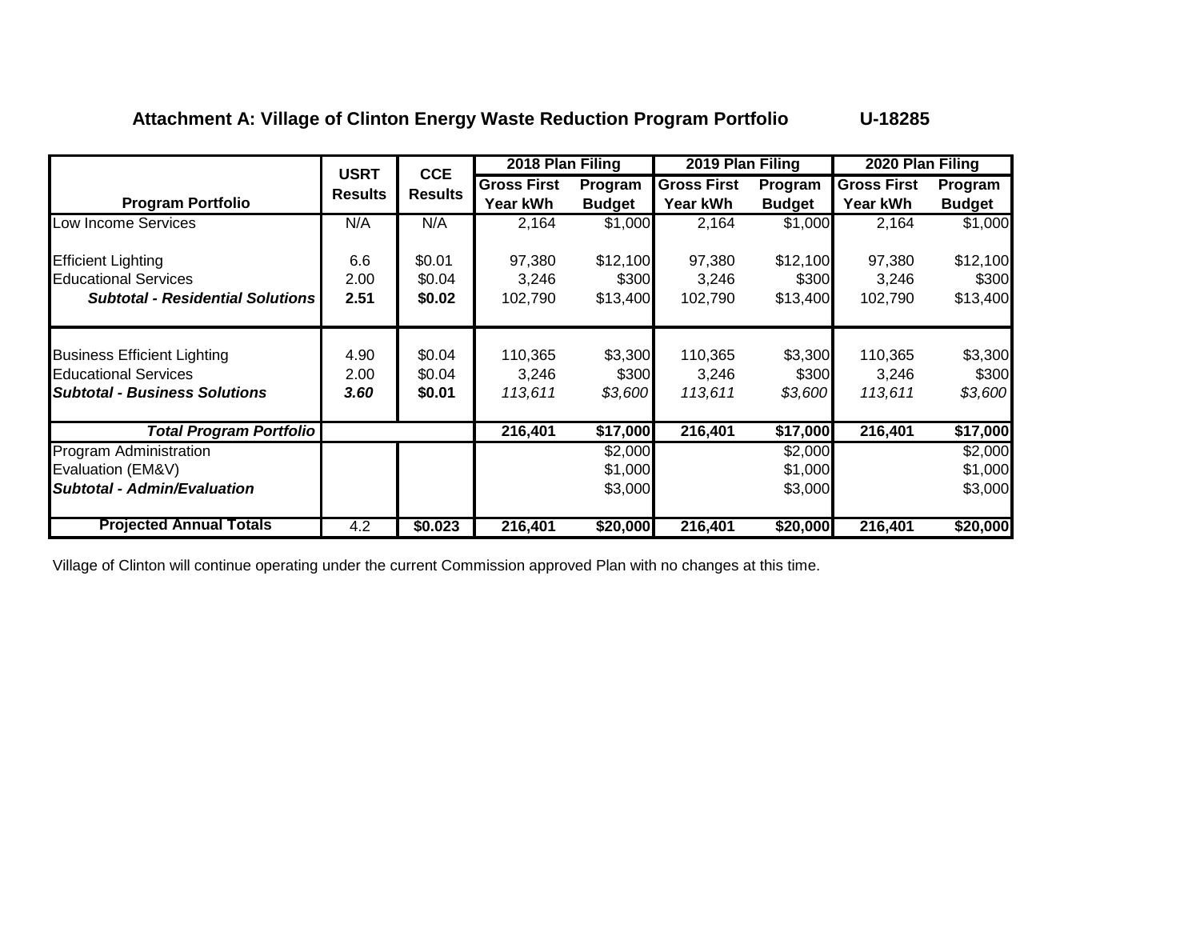**Attachment A: Village of Clinton Energy Waste Reduction Program Portfolio U-18285**

| Program Portfolio | USRT Results | CCE Results | 2018 Plan Filing | | 2019 Plan Filing | | 2020 Plan Filing | |
|---|---|---|---|---|---|---|---|---|
| | | | Gross First Year kWh | Program Budget | Gross First Year kWh | Program Budget | Gross First Year kWh | Program Budget |
| Low Income Services | N/A | N/A | 2,164 | $1,000 | 2,164 | $1,000 | 2,164 | $1,000 |
| Efficient Lighting | 6.6 | $0.01 | 97,380 | $12,100 | 97,380 | $12,100 | 97,380 | $12,100 |
| Educational Services | 2.00 | $0.04 | 3,246 | $300 | 3,246 | $300 | 3,246 | $300 |
| ***Subtotal - Residential Solutions*** | **2.51** | **$0.02** | 102,790 | $13,400 | 102,790 | $13,400 | 102,790 | $13,400 |
| Business Efficient Lighting | 4.90 | $0.04 | 110,365 | $3,300 | 110,365 | $3,300 | 110,365 | $3,300 |
| Educational Services | 2.00 | $0.04 | 3,246 | $300 | 3,246 | $300 | 3,246 | $300 |
| ***Subtotal - Business Solutions*** | ***3.60*** | **$0.01** | *113,611* | *$3,600* | *113,611* | *$3,600* | *113,611* | *$3,600* |
| ***Total Program Portfolio*** | | | **216,401** | **$17,000** | **216,401** | **$17,000** | **216,401** | **$17,000** |
| Program Administration | | | | $2,000 | | $2,000 | | $2,000 |
| Evaluation (EM&V) | | | | $1,000 | | $1,000 | | $1,000 |
| ***Subtotal - Admin/Evaluation*** | | | | $3,000 | | $3,000 | | $3,000 |
| **Projected Annual Totals** | 4.2 | **$0.023** | **216,401** | **$20,000** | **216,401** | **$20,000** | **216,401** | **$20,000** |

Village of Clinton will continue operating under the current Commission approved Plan with no changes at this time.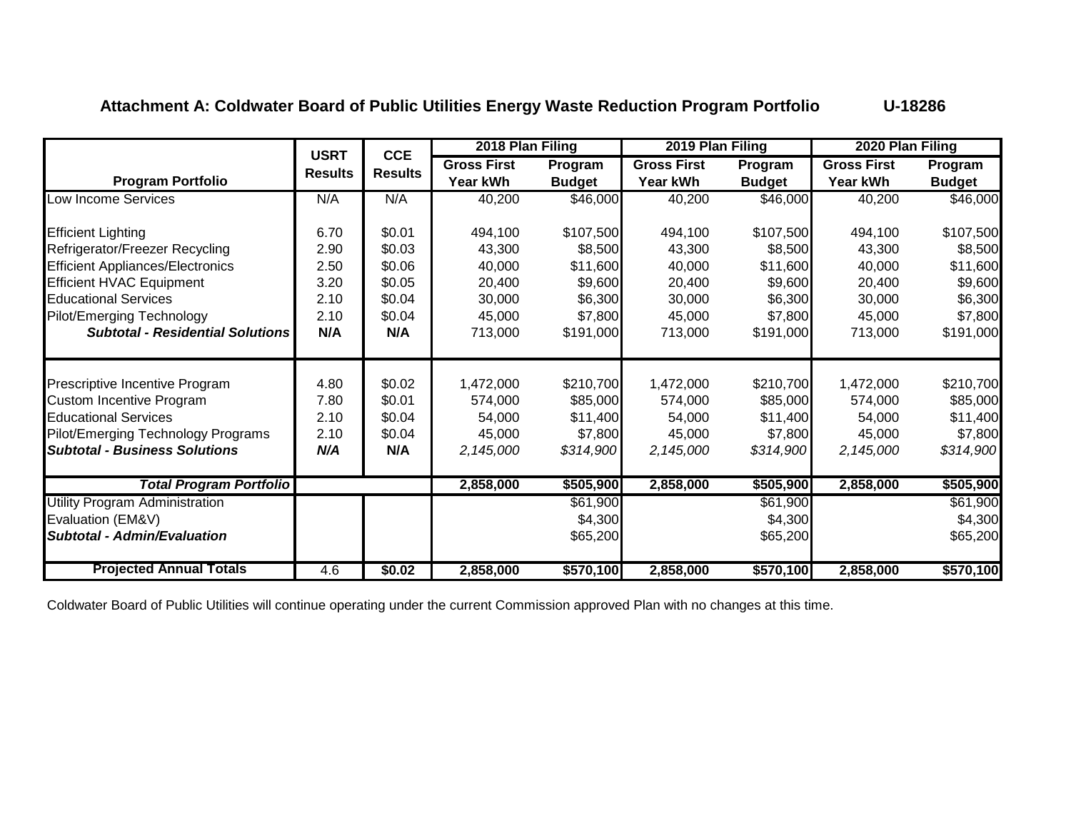**Attachment A: Coldwater Board of Public Utilities Energy Waste Reduction Program Portfolio U-18286**

| Program Portfolio | USRT Results | CCE Results | 2018 Plan Filing | | 2019 Plan Filing | | 2020 Plan Filing | |
|---|---|---|---|---|---|---|---|---|
| | | | Gross First Year kWh | Program Budget | Gross First Year kWh | Program Budget | Gross First Year kWh | Program Budget |
| Low Income Services | N/A | N/A | 40,200 | $46,000 | 40,200 | $46,000 | 40,200 | $46,000 |
| Efficient Lighting | 6.70 | $0.01 | 494,100 | $107,500 | 494,100 | $107,500 | 494,100 | $107,500 |
| Refrigerator/Freezer Recycling | 2.90 | $0.03 | 43,300 | $8,500 | 43,300 | $8,500 | 43,300 | $8,500 |
| Efficient Appliances/Electronics | 2.50 | $0.06 | 40,000 | $11,600 | 40,000 | $11,600 | 40,000 | $11,600 |
| Efficient HVAC Equipment | 3.20 | $0.05 | 20,400 | $9,600 | 20,400 | $9,600 | 20,400 | $9,600 |
| Educational Services | 2.10 | $0.04 | 30,000 | $6,300 | 30,000 | $6,300 | 30,000 | $6,300 |
| Pilot/Emerging Technology | 2.10 | $0.04 | 45,000 | $7,800 | 45,000 | $7,800 | 45,000 | $7,800 |
| ***Subtotal - Residential Solutions*** | **N/A** | **N/A** | 713,000 | $191,000 | 713,000 | $191,000 | 713,000 | $191,000 |
| Prescriptive Incentive Program | 4.80 | $0.02 | 1,472,000 | $210,700 | 1,472,000 | $210,700 | 1,472,000 | $210,700 |
| Custom Incentive Program | 7.80 | $0.01 | 574,000 | $85,000 | 574,000 | $85,000 | 574,000 | $85,000 |
| Educational Services | 2.10 | $0.04 | 54,000 | $11,400 | 54,000 | $11,400 | 54,000 | $11,400 |
| Pilot/Emerging Technology Programs | 2.10 | $0.04 | 45,000 | $7,800 | 45,000 | $7,800 | 45,000 | $7,800 |
| ***Subtotal - Business Solutions*** | ***N/A*** | **N/A** | *2,145,000* | *$314,900* | *2,145,000* | *$314,900* | *2,145,000* | *$314,900* |
| ***Total Program Portfolio*** | | | **2,858,000** | **$505,900** | **2,858,000** | **$505,900** | **2,858,000** | **$505,900** |
| Utility Program Administration | | | | $61,900 | | $61,900 | | $61,900 |
| Evaluation (EM&V) | | | | $4,300 | | $4,300 | | $4,300 |
| ***Subtotal - Admin/Evaluation*** | | | | $65,200 | | $65,200 | | $65,200 |
| **Projected Annual Totals** | 4.6 | **$0.02** | **2,858,000** | **$570,100** | **2,858,000** | **$570,100** | **2,858,000** | **$570,100** |

Coldwater Board of Public Utilities will continue operating under the current Commission approved Plan with no changes at this time.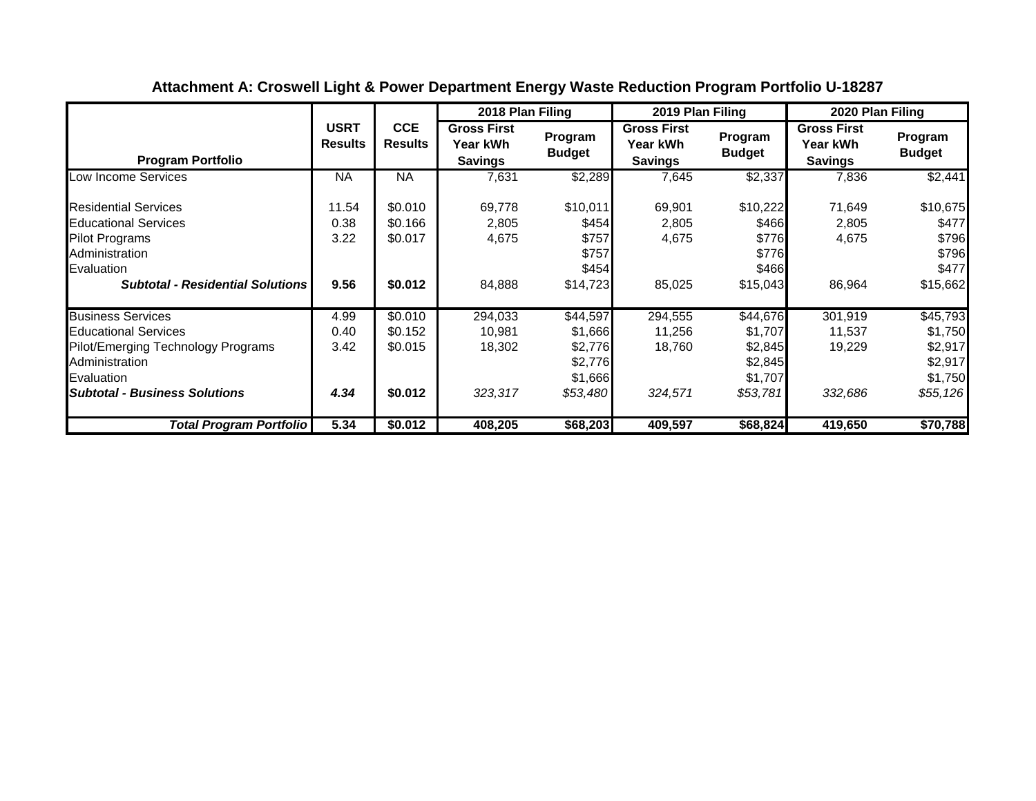## Attachment A: Croswell Light & Power Department Energy Waste Reduction Program Portfolio U-18287

| Program Portfolio | USRT Results | CCE Results | 2018 Plan Filing | | 2019 Plan Filing | | 2020 Plan Filing | |
|---|---|---|---|---|---|---|---|---|
| | | | Gross First Year kWh Savings | Program Budget | Gross First Year kWh Savings | Program Budget | Gross First Year kWh Savings | Program Budget |
| Low Income Services | NA | NA | 7,631 | $2,289 | 7,645 | $2,337 | 7,836 | $2,441 |
| Residential Services | 11.54 | $0.010 | 69,778 | $10,011 | 69,901 | $10,222 | 71,649 | $10,675 |
| Educational Services | 0.38 | $0.166 | 2,805 | $454 | 2,805 | $466 | 2,805 | $477 |
| Pilot Programs | 3.22 | $0.017 | 4,675 | $757 | 4,675 | $776 | 4,675 | $796 |
| Administration | | | | $757 | | $776 | | $796 |
| Evaluation | | | | $454 | | $466 | | $477 |
| ***Subtotal - Residential Solutions*** | **9.56** | **$0.012** | 84,888 | $14,723 | 85,025 | $15,043 | 86,964 | $15,662 |
| Business Services | 4.99 | $0.010 | 294,033 | $44,597 | 294,555 | $44,676 | 301,919 | $45,793 |
| Educational Services | 0.40 | $0.152 | 10,981 | $1,666 | 11,256 | $1,707 | 11,537 | $1,750 |
| Pilot/Emerging Technology Programs | 3.42 | $0.015 | 18,302 | $2,776 | 18,760 | $2,845 | 19,229 | $2,917 |
| Administration | | | | $2,776 | | $2,845 | | $2,917 |
| Evaluation | | | | $1,666 | | $1,707 | | $1,750 |
| ***Subtotal - Business Solutions*** | ***4.34*** | **$0.012** | *323,317* | *$53,480* | *324,571* | *$53,781* | *332,686* | *$55,126* |
| ***Total Program Portfolio*** | **5.34** | **$0.012** | **408,205** | **$68,203** | **409,597** | **$68,824** | **419,650** | **$70,788** |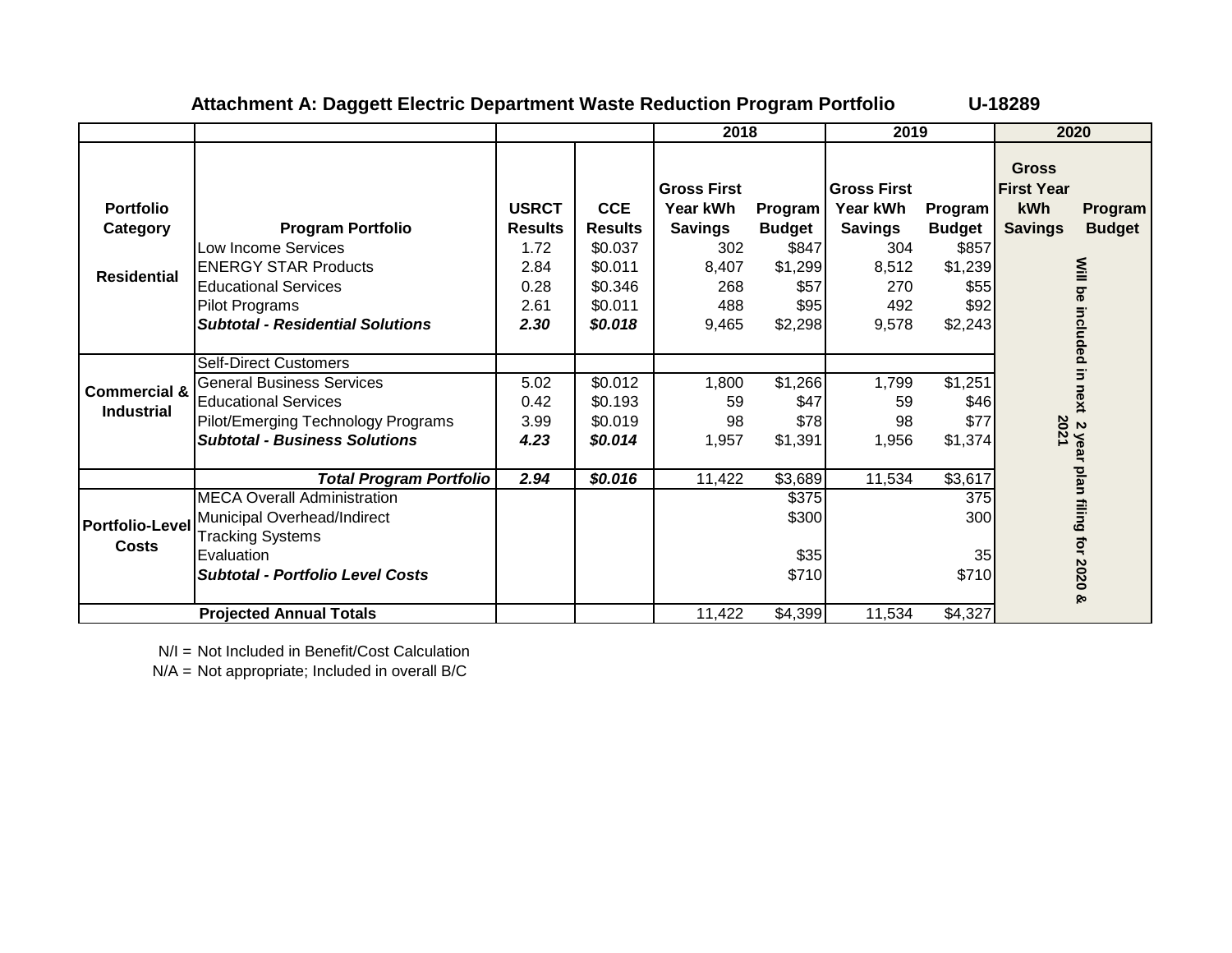## Attachment A: Daggett Electric Department Waste Reduction Program Portfolio U-18289

| | | | | 2018 | | 2019 | | 2020 | |
|---|---|---|---|---|---|---|---|---|---|
| **Portfolio Category** | **Program Portfolio** | **USRCT Results** | **CCE Results** | **Gross First Year kWh Savings** | **Program Budget** | **Gross First Year kWh Savings** | **Program Budget** | **Gross First Year kWh Savings** | **Program Budget** |
| **Residential** | Low Income Services | 1.72 | $0.037 | 302 | $847 | 304 | $857 | Will be included in next 2 year plan filing for 2020 & 2021 | |
| | ENERGY STAR Products | 2.84 | $0.011 | 8,407 | $1,299 | 8,512 | $1,239 | | |
| | Educational Services | 0.28 | $0.346 | 268 | $57 | 270 | $55 | | |
| | Pilot Programs | 2.61 | $0.011 | 488 | $95 | 492 | $92 | | |
| | ***Subtotal - Residential Solutions*** | ***2.30*** | ***$0.018*** | 9,465 | $2,298 | 9,578 | $2,243 | | |
| **Commercial & Industrial** | Self-Direct Customers | | | | | | | | |
| | General Business Services | 5.02 | $0.012 | 1,800 | $1,266 | 1,799 | $1,251 | | |
| | Educational Services | 0.42 | $0.193 | 59 | $47 | 59 | $46 | | |
| | Pilot/Emerging Technology Programs | 3.99 | $0.019 | 98 | $78 | 98 | $77 | | |
| | ***Subtotal - Business Solutions*** | ***4.23*** | ***$0.014*** | 1,957 | $1,391 | 1,956 | $1,374 | | |
| | ***Total Program Portfolio*** | ***2.94*** | ***$0.016*** | 11,422 | $3,689 | 11,534 | $3,617 | | |
| **Portfolio-Level Costs** | MECA Overall Administration | | | | $375 | | 375 | | |
| | Municipal Overhead/Indirect | | | | $300 | | 300 | | |
| | Tracking Systems | | | | | | | | |
| | Evaluation | | | | $35 | | 35 | | |
| | ***Subtotal - Portfolio Level Costs*** | | | | $710 | | $710 | | |
| **Projected Annual Totals** | | | | 11,422 | $4,399 | 11,534 | $4,327 | | |

N/I = Not Included in Benefit/Cost Calculation

N/A = Not appropriate; Included in overall B/C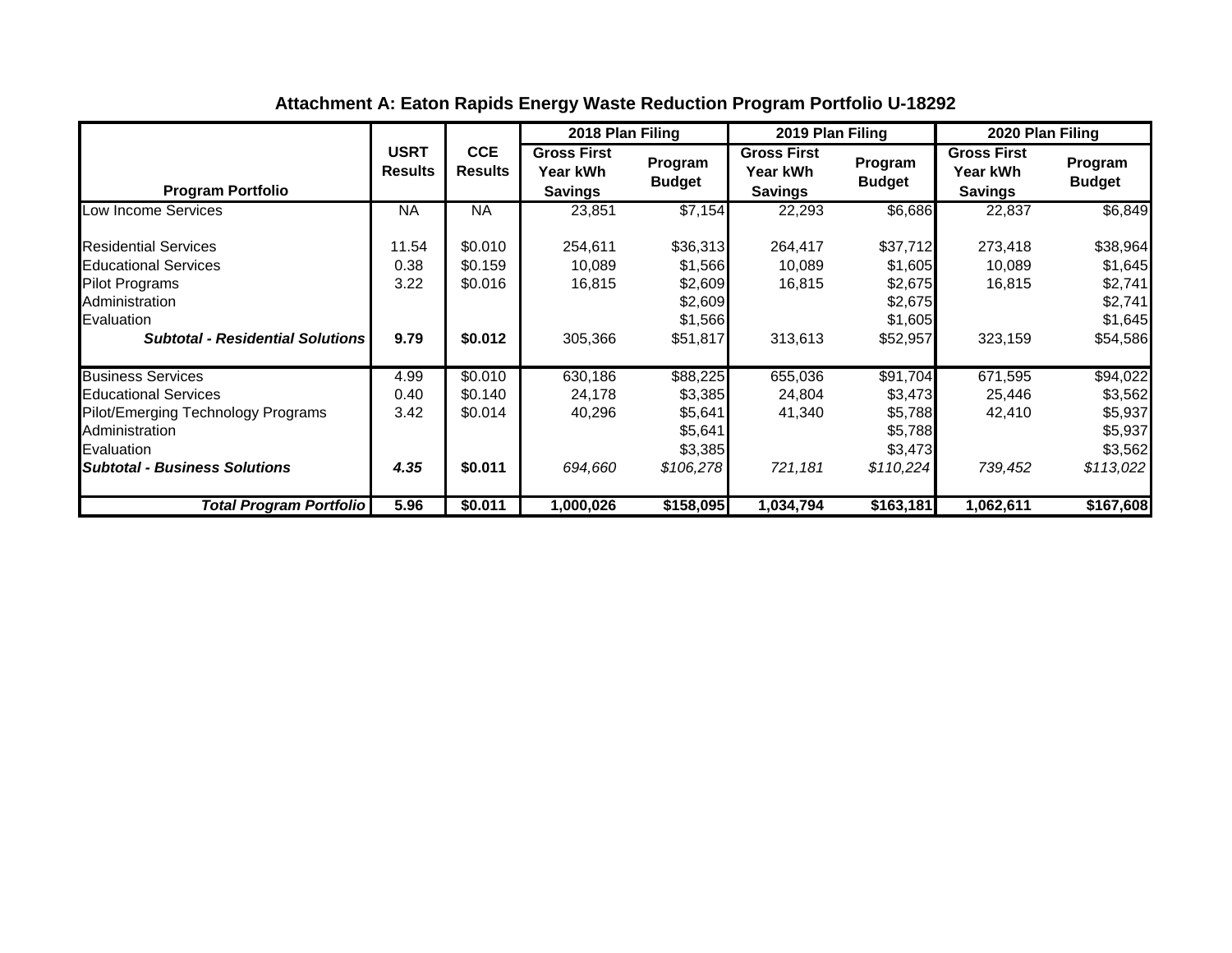# Attachment A: Eaton Rapids Energy Waste Reduction Program Portfolio U-18292

| Program Portfolio | USRT Results | CCE Results | 2018 Plan Filing | | 2019 Plan Filing | | 2020 Plan Filing | |
|---|---|---|---|---|---|---|---|---|
| | | | Gross First Year kWh Savings | Program Budget | Gross First Year kWh Savings | Program Budget | Gross First Year kWh Savings | Program Budget |
| Low Income Services | NA | NA | 23,851 | $7,154 | 22,293 | $6,686 | 22,837 | $6,849 |
| Residential Services | 11.54 | $0.010 | 254,611 | $36,313 | 264,417 | $37,712 | 273,418 | $38,964 |
| Educational Services | 0.38 | $0.159 | 10,089 | $1,566 | 10,089 | $1,605 | 10,089 | $1,645 |
| Pilot Programs | 3.22 | $0.016 | 16,815 | $2,609 | 16,815 | $2,675 | 16,815 | $2,741 |
| Administration | | | | $2,609 | | $2,675 | | $2,741 |
| Evaluation | | | | $1,566 | | $1,605 | | $1,645 |
| ***Subtotal - Residential Solutions*** | **9.79** | **$0.012** | 305,366 | $51,817 | 313,613 | $52,957 | 323,159 | $54,586 |
| Business Services | 4.99 | $0.010 | 630,186 | $88,225 | 655,036 | $91,704 | 671,595 | $94,022 |
| Educational Services | 0.40 | $0.140 | 24,178 | $3,385 | 24,804 | $3,473 | 25,446 | $3,562 |
| Pilot/Emerging Technology Programs | 3.42 | $0.014 | 40,296 | $5,641 | 41,340 | $5,788 | 42,410 | $5,937 |
| Administration | | | | $5,641 | | $5,788 | | $5,937 |
| Evaluation | | | | $3,385 | | $3,473 | | $3,562 |
| ***Subtotal - Business Solutions*** | ***4.35*** | **$0.011** | *694,660* | *$106,278* | *721,181* | *$110,224* | *739,452* | *$113,022* |
| ***Total Program Portfolio*** | **5.96** | **$0.011** | **1,000,026** | **$158,095** | **1,034,794** | **$163,181** | **1,062,611** | **$167,608** |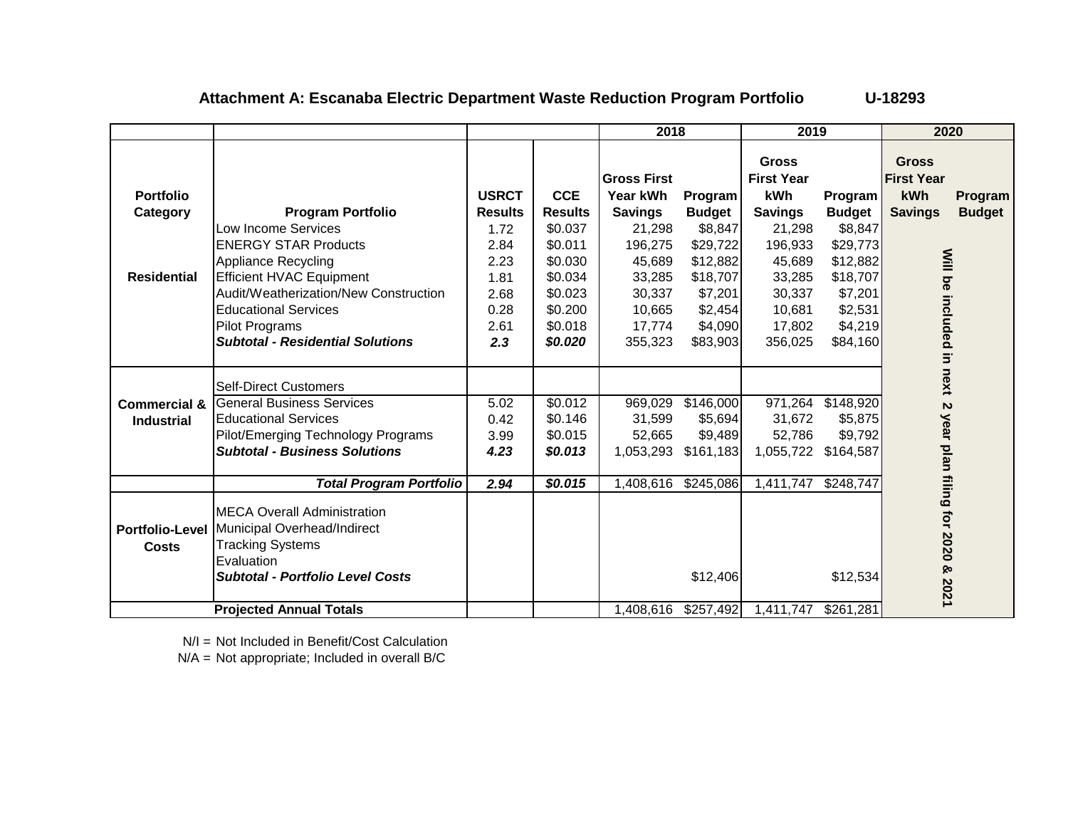**Attachment A: Escanaba Electric Department Waste Reduction Program Portfolio U-18293**

| | | | | 2018 | | 2019 | | 2020 | |
|---|---|---|---|---|---|---|---|---|---|
| **Portfolio Category** | **Program Portfolio** | **USRCT Results** | **CCE Results** | **Gross First Year kWh Savings** | **Program Budget** | **Gross First Year kWh Savings** | **Program Budget** | **Gross First Year kWh Savings** | **Program Budget** |
| **Residential** | Low Income Services | 1.72 | $0.037 | 21,298 | $8,847 | 21,298 | $8,847 | **Will be included in next 2 year plan filing for 2020 & 2021** | |
| | ENERGY STAR Products | 2.84 | $0.011 | 196,275 | $29,722 | 196,933 | $29,773 | | |
| | Appliance Recycling | 2.23 | $0.030 | 45,689 | $12,882 | 45,689 | $12,882 | | |
| | Efficient HVAC Equipment | 1.81 | $0.034 | 33,285 | $18,707 | 33,285 | $18,707 | | |
| | Audit/Weatherization/New Construction | 2.68 | $0.023 | 30,337 | $7,201 | 30,337 | $7,201 | | |
| | Educational Services | 0.28 | $0.200 | 10,665 | $2,454 | 10,681 | $2,531 | | |
| | Pilot Programs | 2.61 | $0.018 | 17,774 | $4,090 | 17,802 | $4,219 | | |
| | ***Subtotal - Residential Solutions*** | ***2.3*** | ***$0.020*** | 355,323 | $83,903 | 356,025 | $84,160 | | |
| **Commercial & Industrial** | Self-Direct Customers | | | | | | | | |
| | General Business Services | 5.02 | $0.012 | 969,029 | $146,000 | 971,264 | $148,920 | | |
| | Educational Services | 0.42 | $0.146 | 31,599 | $5,694 | 31,672 | $5,875 | | |
| | Pilot/Emerging Technology Programs | 3.99 | $0.015 | 52,665 | $9,489 | 52,786 | $9,792 | | |
| | ***Subtotal - Business Solutions*** | ***4.23*** | ***$0.013*** | 1,053,293 | $161,183 | 1,055,722 | $164,587 | | |
| | ***Total Program Portfolio*** | ***2.94*** | ***$0.015*** | 1,408,616 | $245,086 | 1,411,747 | $248,747 | | |
| **Portfolio-Level Costs** | MECA Overall Administration | | | | | | | | |
| | Municipal Overhead/Indirect | | | | | | | | |
| | Tracking Systems | | | | | | | | |
| | Evaluation | | | | | | | | |
| | ***Subtotal - Portfolio Level Costs*** | | | | $12,406 | | $12,534 | | |
| | **Projected Annual Totals** | | | 1,408,616 | $257,492 | 1,411,747 | $261,281 | | |

N/I = Not Included in Benefit/Cost Calculation

N/A = Not appropriate; Included in overall B/C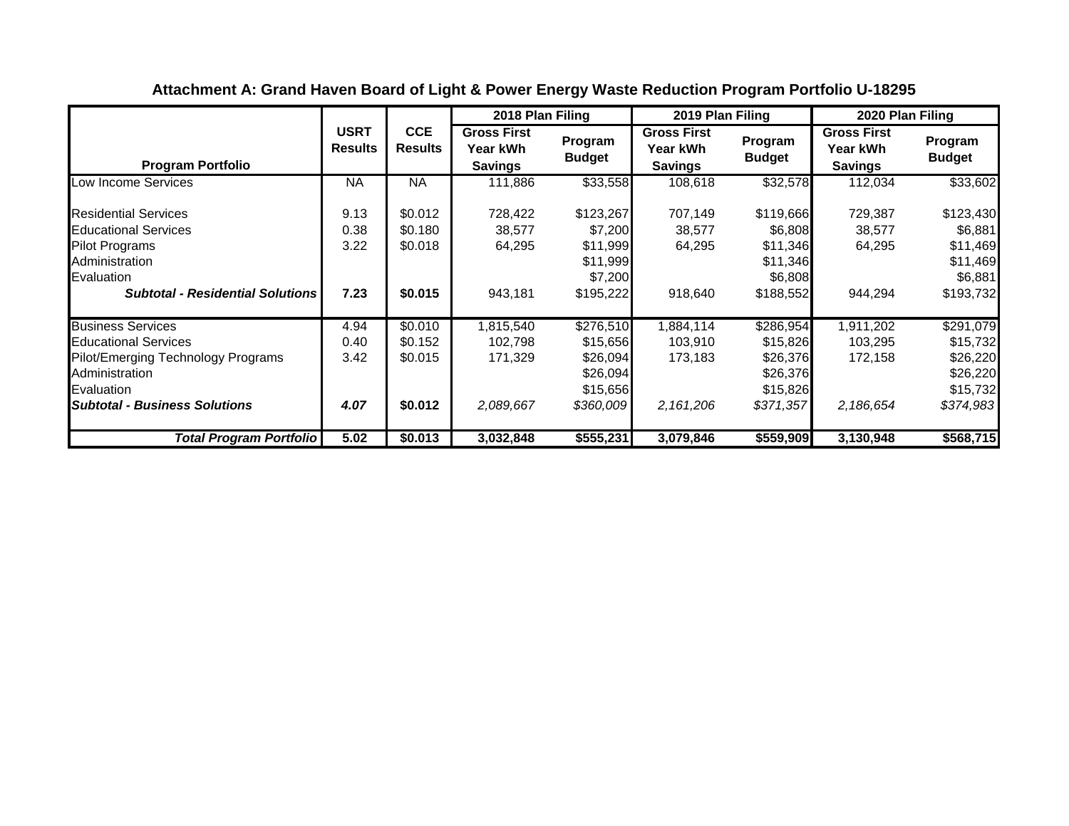## Attachment A: Grand Haven Board of Light & Power Energy Waste Reduction Program Portfolio U-18295

| Program Portfolio | USRT Results | CCE Results | 2018 Plan Filing | | 2019 Plan Filing | | 2020 Plan Filing | |
|---|---|---|---|---|---|---|---|---|
| | | | Gross First Year kWh Savings | Program Budget | Gross First Year kWh Savings | Program Budget | Gross First Year kWh Savings | Program Budget |
| Low Income Services | NA | NA | 111,886 | $33,558 | 108,618 | $32,578 | 112,034 | $33,602 |
| Residential Services | 9.13 | $0.012 | 728,422 | $123,267 | 707,149 | $119,666 | 729,387 | $123,430 |
| Educational Services | 0.38 | $0.180 | 38,577 | $7,200 | 38,577 | $6,808 | 38,577 | $6,881 |
| Pilot Programs | 3.22 | $0.018 | 64,295 | $11,999 | 64,295 | $11,346 | 64,295 | $11,469 |
| Administration | | | | $11,999 | | $11,346 | | $11,469 |
| Evaluation | | | | $7,200 | | $6,808 | | $6,881 |
| ***Subtotal - Residential Solutions*** | **7.23** | **$0.015** | 943,181 | $195,222 | 918,640 | $188,552 | 944,294 | $193,732 |
| Business Services | 4.94 | $0.010 | 1,815,540 | $276,510 | 1,884,114 | $286,954 | 1,911,202 | $291,079 |
| Educational Services | 0.40 | $0.152 | 102,798 | $15,656 | 103,910 | $15,826 | 103,295 | $15,732 |
| Pilot/Emerging Technology Programs | 3.42 | $0.015 | 171,329 | $26,094 | 173,183 | $26,376 | 172,158 | $26,220 |
| Administration | | | | $26,094 | | $26,376 | | $26,220 |
| Evaluation | | | | $15,656 | | $15,826 | | $15,732 |
| ***Subtotal - Business Solutions*** | ***4.07*** | **$0.012** | *2,089,667* | *$360,009* | *2,161,206* | *$371,357* | *2,186,654* | *$374,983* |
| ***Total Program Portfolio*** | **5.02** | **$0.013** | **3,032,848** | **$555,231** | **3,079,846** | **$559,909** | **3,130,948** | **$568,715** |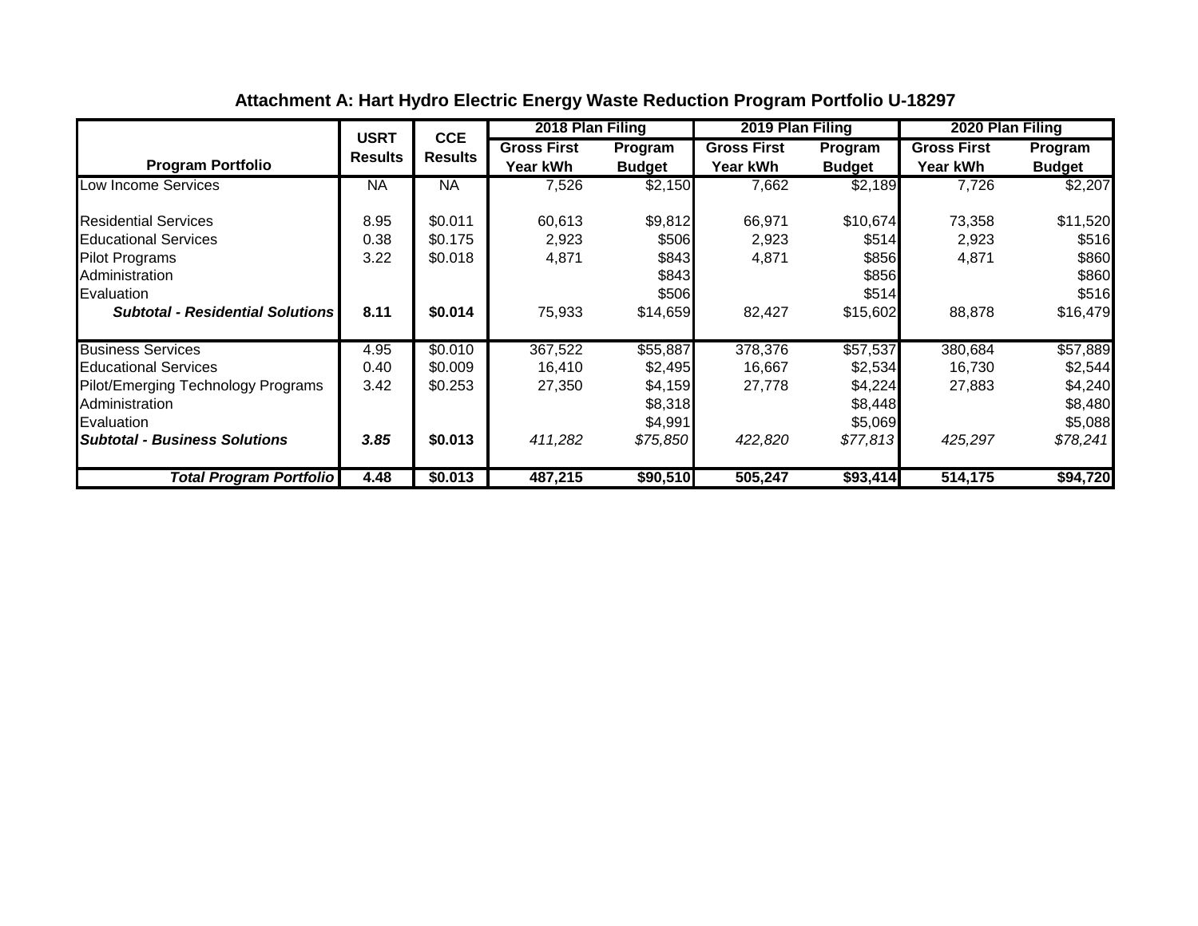**Attachment A: Hart Hydro Electric Energy Waste Reduction Program Portfolio U-18297**

| Program Portfolio | USRT Results | CCE Results | 2018 Plan Filing | | 2019 Plan Filing | | 2020 Plan Filing | |
|---|---|---|---|---|---|---|---|---|
| | | | Gross First Year kWh | Program Budget | Gross First Year kWh | Program Budget | Gross First Year kWh | Program Budget |
| Low Income Services | NA | NA | 7,526 | $2,150 | 7,662 | $2,189 | 7,726 | $2,207 |
| Residential Services | 8.95 | $0.011 | 60,613 | $9,812 | 66,971 | $10,674 | 73,358 | $11,520 |
| Educational Services | 0.38 | $0.175 | 2,923 | $506 | 2,923 | $514 | 2,923 | $516 |
| Pilot Programs | 3.22 | $0.018 | 4,871 | $843 | 4,871 | $856 | 4,871 | $860 |
| Administration | | | | $843 | | $856 | | $860 |
| Evaluation | | | | $506 | | $514 | | $516 |
| ***Subtotal - Residential Solutions*** | **8.11** | **$0.014** | 75,933 | $14,659 | 82,427 | $15,602 | 88,878 | $16,479 |
| Business Services | 4.95 | $0.010 | 367,522 | $55,887 | 378,376 | $57,537 | 380,684 | $57,889 |
| Educational Services | 0.40 | $0.009 | 16,410 | $2,495 | 16,667 | $2,534 | 16,730 | $2,544 |
| Pilot/Emerging Technology Programs | 3.42 | $0.253 | 27,350 | $4,159 | 27,778 | $4,224 | 27,883 | $4,240 |
| Administration | | | | $8,318 | | $8,448 | | $8,480 |
| Evaluation | | | | $4,991 | | $5,069 | | $5,088 |
| ***Subtotal - Business Solutions*** | ***3.85*** | **$0.013** | *411,282* | *$75,850* | *422,820* | *$77,813* | *425,297* | *$78,241* |
| ***Total Program Portfolio*** | **4.48** | **$0.013** | **487,215** | **$90,510** | **505,247** | **$93,414** | **514,175** | **$94,720** |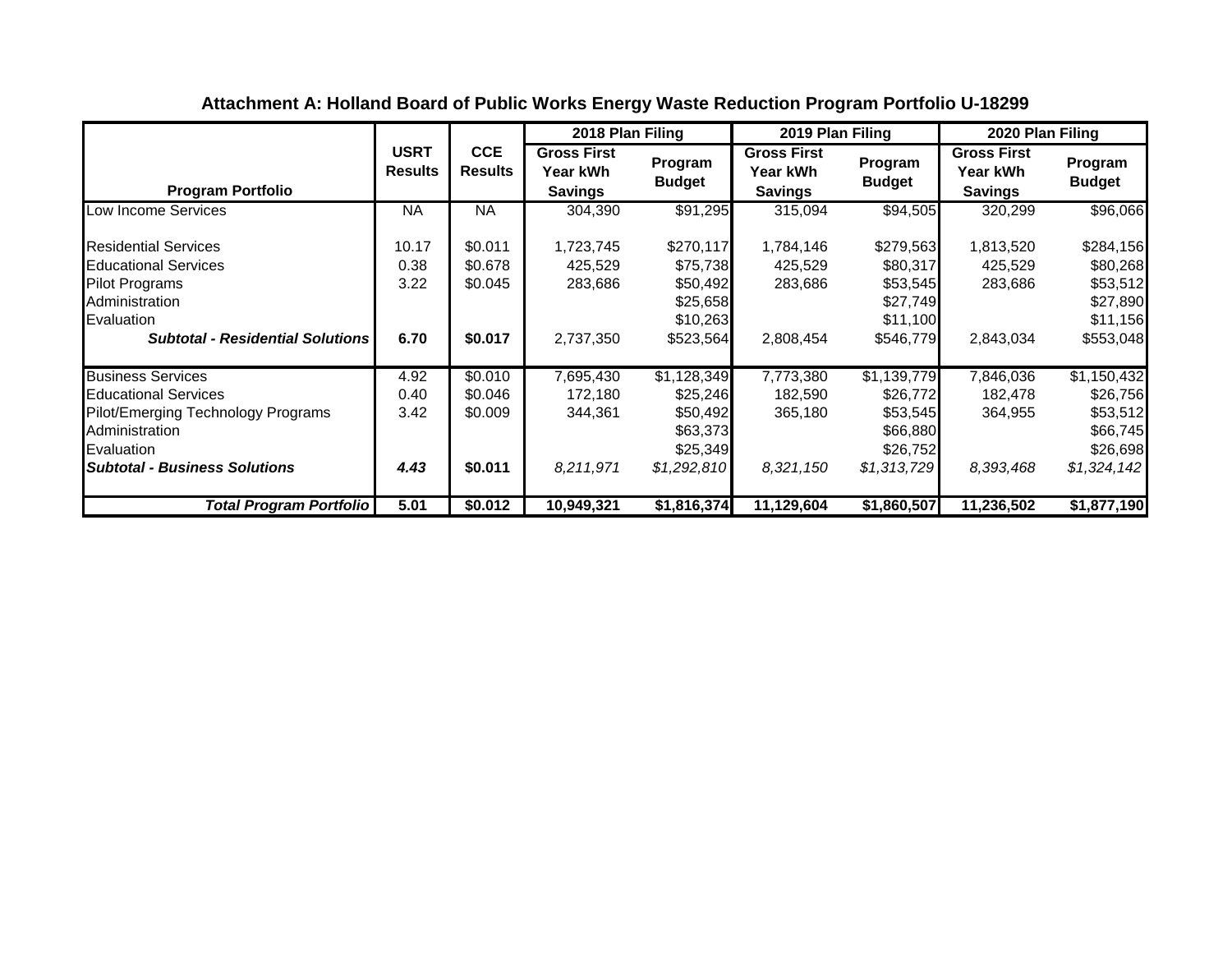**Attachment A: Holland Board of Public Works Energy Waste Reduction Program Portfolio U-18299**

| Program Portfolio | USRT Results | CCE Results | 2018 Plan Filing | | 2019 Plan Filing | | 2020 Plan Filing | |
|---|---|---|---|---|---|---|---|---|
| | | | Gross First Year kWh Savings | Program Budget | Gross First Year kWh Savings | Program Budget | Gross First Year kWh Savings | Program Budget |
| Low Income Services | NA | NA | 304,390 | $91,295 | 315,094 | $94,505 | 320,299 | $96,066 |
| Residential Services | 10.17 | $0.011 | 1,723,745 | $270,117 | 1,784,146 | $279,563 | 1,813,520 | $284,156 |
| Educational Services | 0.38 | $0.678 | 425,529 | $75,738 | 425,529 | $80,317 | 425,529 | $80,268 |
| Pilot Programs | 3.22 | $0.045 | 283,686 | $50,492 | 283,686 | $53,545 | 283,686 | $53,512 |
| Administration | | | | $25,658 | | $27,749 | | $27,890 |
| Evaluation | | | | $10,263 | | $11,100 | | $11,156 |
| ***Subtotal - Residential Solutions*** | **6.70** | **$0.017** | 2,737,350 | $523,564 | 2,808,454 | $546,779 | 2,843,034 | $553,048 |
| Business Services | 4.92 | $0.010 | 7,695,430 | $1,128,349 | 7,773,380 | $1,139,779 | 7,846,036 | $1,150,432 |
| Educational Services | 0.40 | $0.046 | 172,180 | $25,246 | 182,590 | $26,772 | 182,478 | $26,756 |
| Pilot/Emerging Technology Programs | 3.42 | $0.009 | 344,361 | $50,492 | 365,180 | $53,545 | 364,955 | $53,512 |
| Administration | | | | $63,373 | | $66,880 | | $66,745 |
| Evaluation | | | | $25,349 | | $26,752 | | $26,698 |
| ***Subtotal - Business Solutions*** | ***4.43*** | **$0.011** | *8,211,971* | *$1,292,810* | *8,321,150* | *$1,313,729* | *8,393,468* | *$1,324,142* |
| ***Total Program Portfolio*** | **5.01** | **$0.012** | **10,949,321** | **$1,816,374** | **11,129,604** | **$1,860,507** | **11,236,502** | **$1,877,190** |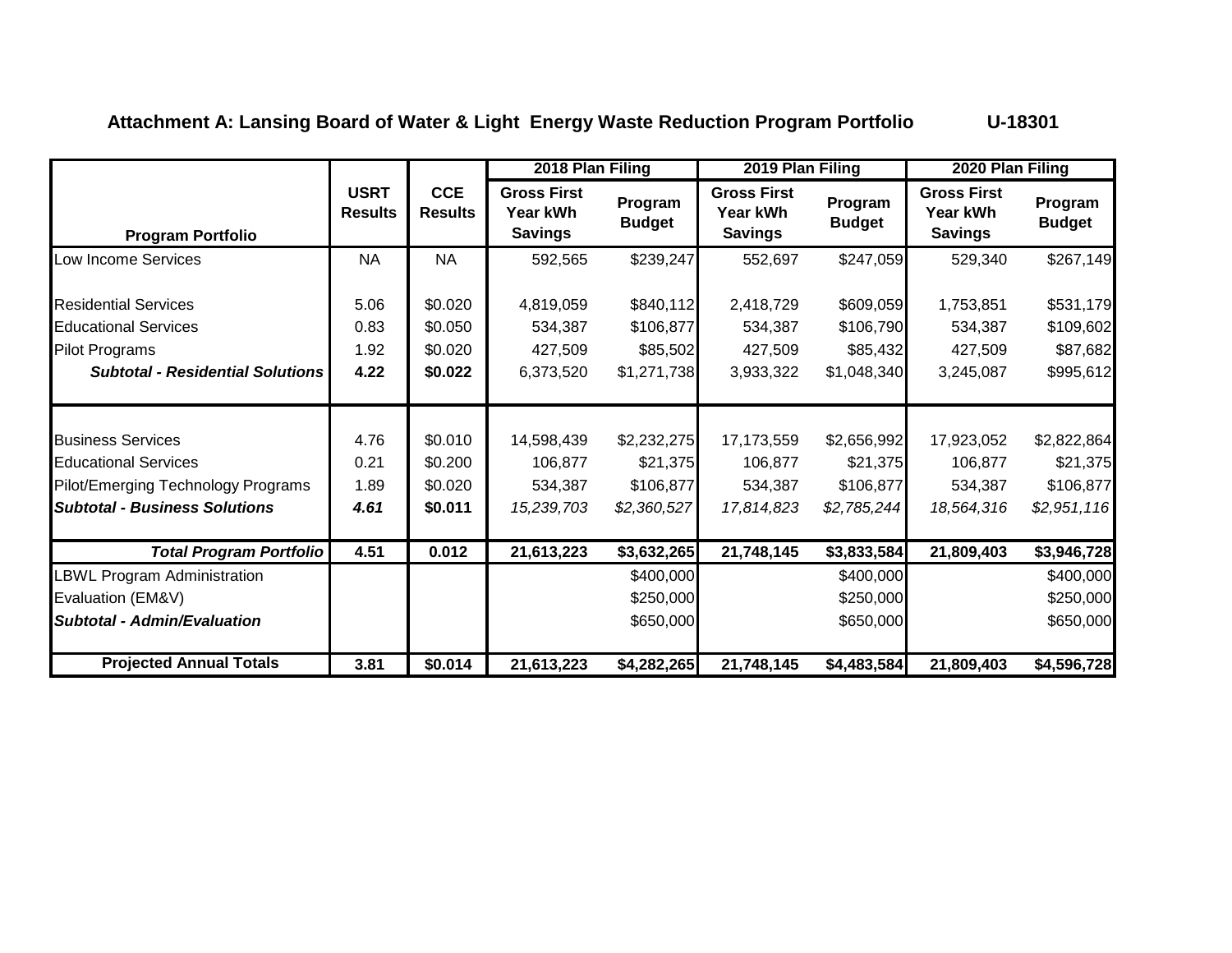**Attachment A: Lansing Board of Water & Light Energy Waste Reduction Program Portfolio U-18301**

| Program Portfolio | USRT Results | CCE Results | 2018 Plan Filing | | 2019 Plan Filing | | 2020 Plan Filing | |
|---|---|---|---|---|---|---|---|---|
| | | | Gross First Year kWh Savings | Program Budget | Gross First Year kWh Savings | Program Budget | Gross First Year kWh Savings | Program Budget |
| Low Income Services | NA | NA | 592,565 | $239,247 | 552,697 | $247,059 | 529,340 | $267,149 |
| Residential Services | 5.06 | $0.020 | 4,819,059 | $840,112 | 2,418,729 | $609,059 | 1,753,851 | $531,179 |
| Educational Services | 0.83 | $0.050 | 534,387 | $106,877 | 534,387 | $106,790 | 534,387 | $109,602 |
| Pilot Programs | 1.92 | $0.020 | 427,509 | $85,502 | 427,509 | $85,432 | 427,509 | $87,682 |
| ***Subtotal - Residential Solutions*** | **4.22** | **$0.022** | 6,373,520 | $1,271,738 | 3,933,322 | $1,048,340 | 3,245,087 | $995,612 |
| Business Services | 4.76 | $0.010 | 14,598,439 | $2,232,275 | 17,173,559 | $2,656,992 | 17,923,052 | $2,822,864 |
| Educational Services | 0.21 | $0.200 | 106,877 | $21,375 | 106,877 | $21,375 | 106,877 | $21,375 |
| Pilot/Emerging Technology Programs | 1.89 | $0.020 | 534,387 | $106,877 | 534,387 | $106,877 | 534,387 | $106,877 |
| ***Subtotal - Business Solutions*** | ***4.61*** | **$0.011** | *15,239,703* | *$2,360,527* | *17,814,823* | *$2,785,244* | *18,564,316* | *$2,951,116* |
| ***Total Program Portfolio*** | **4.51** | **0.012** | **21,613,223** | **$3,632,265** | **21,748,145** | **$3,833,584** | **21,809,403** | **$3,946,728** |
| LBWL Program Administration | | | | $400,000 | | $400,000 | | $400,000 |
| Evaluation (EM&V) | | | | $250,000 | | $250,000 | | $250,000 |
| ***Subtotal - Admin/Evaluation*** | | | | $650,000 | | $650,000 | | $650,000 |
| **Projected Annual Totals** | **3.81** | **$0.014** | **21,613,223** | **$4,282,265** | **21,748,145** | **$4,483,584** | **21,809,403** | **$4,596,728** |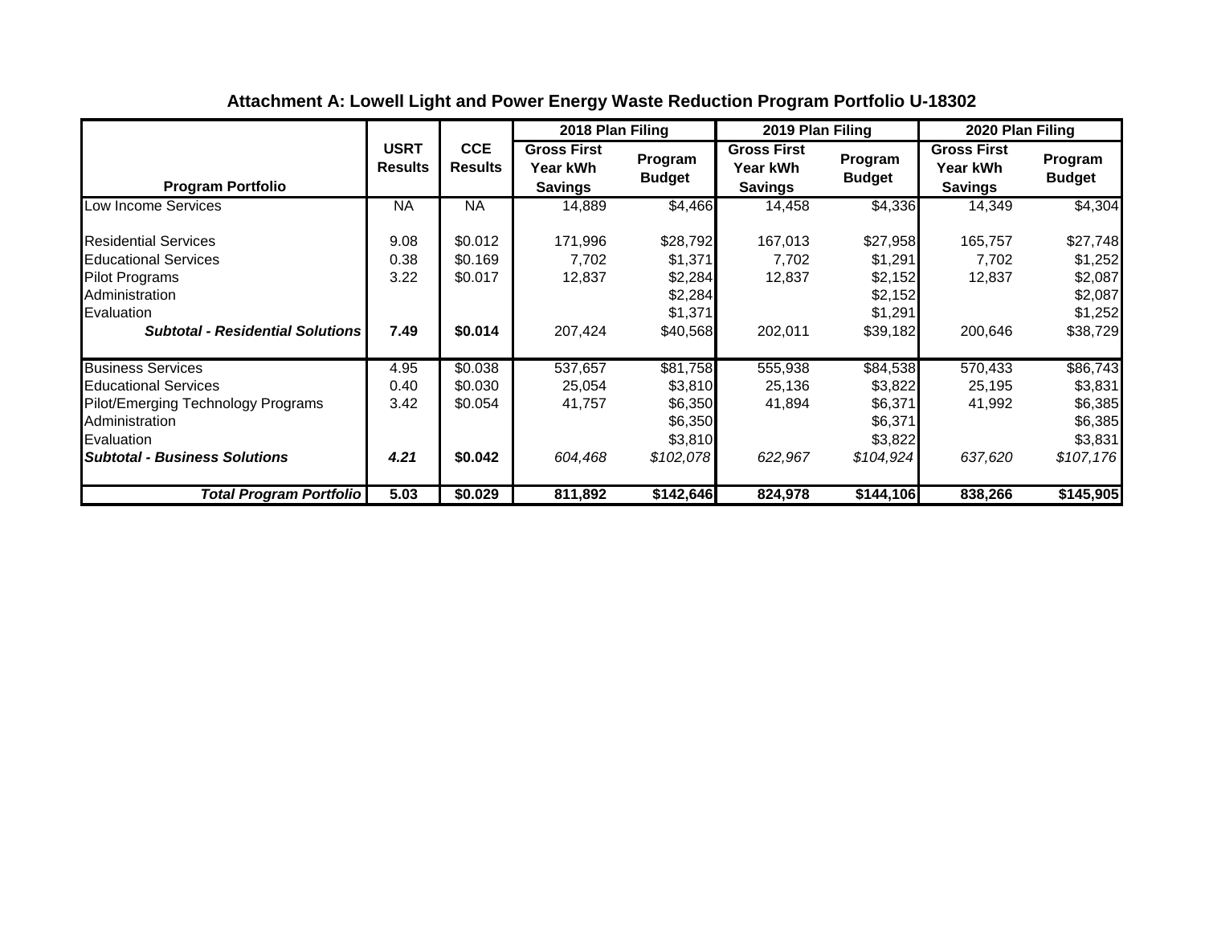**Attachment A: Lowell Light and Power Energy Waste Reduction Program Portfolio U-18302**

| Program Portfolio | USRT Results | CCE Results | 2018 Plan Filing | | 2019 Plan Filing | | 2020 Plan Filing | |
|---|---|---|---|---|---|---|---|---|
| | | | Gross First Year kWh Savings | Program Budget | Gross First Year kWh Savings | Program Budget | Gross First Year kWh Savings | Program Budget |
| Low Income Services | NA | NA | 14,889 | $4,466 | 14,458 | $4,336 | 14,349 | $4,304 |
| Residential Services | 9.08 | $0.012 | 171,996 | $28,792 | 167,013 | $27,958 | 165,757 | $27,748 |
| Educational Services | 0.38 | $0.169 | 7,702 | $1,371 | 7,702 | $1,291 | 7,702 | $1,252 |
| Pilot Programs | 3.22 | $0.017 | 12,837 | $2,284 | 12,837 | $2,152 | 12,837 | $2,087 |
| Administration | | | | $2,284 | | $2,152 | | $2,087 |
| Evaluation | | | | $1,371 | | $1,291 | | $1,252 |
| ***Subtotal - Residential Solutions*** | **7.49** | **$0.014** | 207,424 | $40,568 | 202,011 | $39,182 | 200,646 | $38,729 |
| Business Services | 4.95 | $0.038 | 537,657 | $81,758 | 555,938 | $84,538 | 570,433 | $86,743 |
| Educational Services | 0.40 | $0.030 | 25,054 | $3,810 | 25,136 | $3,822 | 25,195 | $3,831 |
| Pilot/Emerging Technology Programs | 3.42 | $0.054 | 41,757 | $6,350 | 41,894 | $6,371 | 41,992 | $6,385 |
| Administration | | | | $6,350 | | $6,371 | | $6,385 |
| Evaluation | | | | $3,810 | | $3,822 | | $3,831 |
| ***Subtotal - Business Solutions*** | ***4.21*** | **$0.042** | *604,468* | *$102,078* | *622,967* | *$104,924* | *637,620* | *$107,176* |
| ***Total Program Portfolio*** | **5.03** | **$0.029** | **811,892** | **$142,646** | **824,978** | **$144,106** | **838,266** | **$145,905** |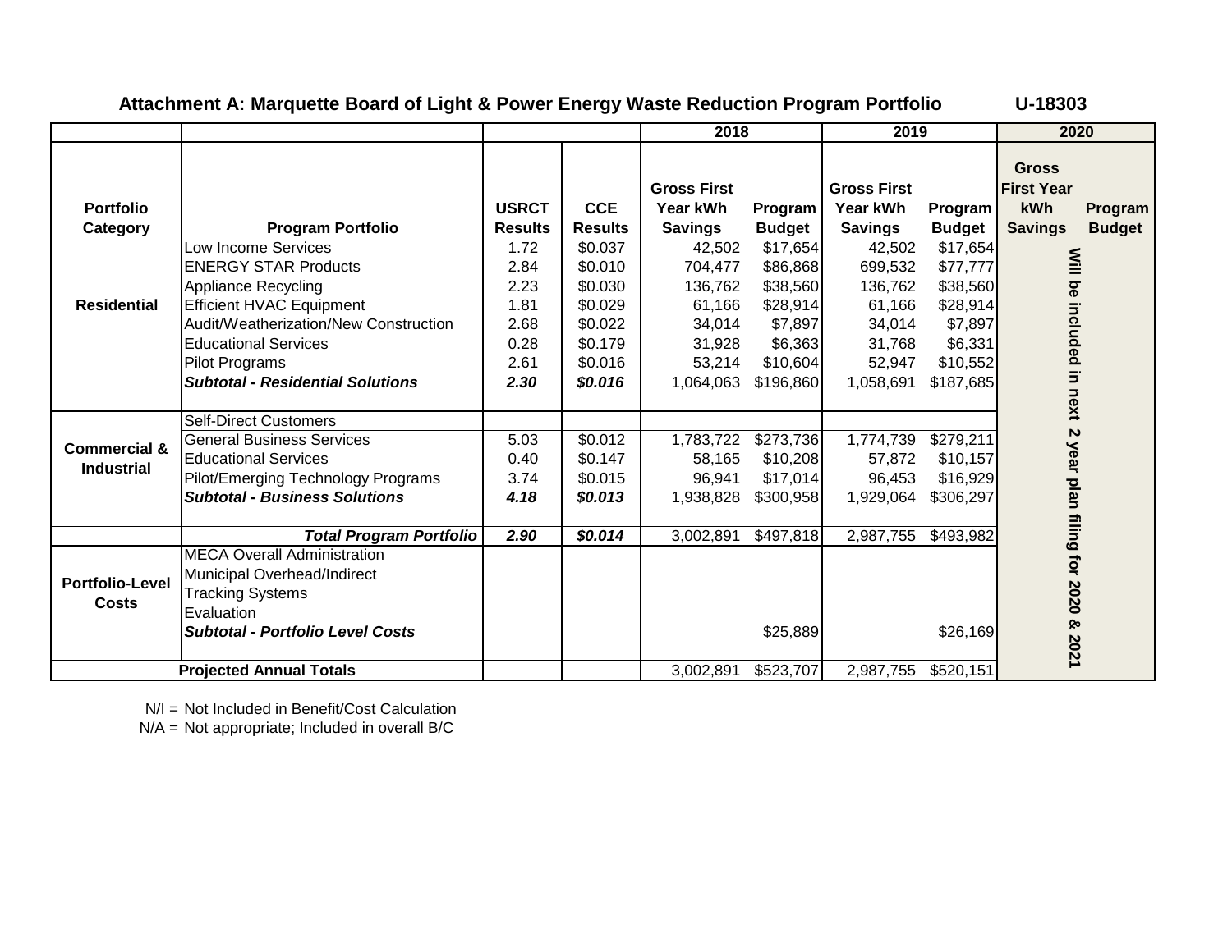**Attachment A: Marquette Board of Light & Power Energy Waste Reduction Program Portfolio** **U-18303**

| Portfolio Category | Program Portfolio | USRCT Results | CCE Results | 2018 Gross First Year kWh Savings | 2018 Program Budget | 2019 Gross First Year kWh Savings | 2019 Program Budget | 2020 Gross First Year kWh Savings | 2020 Program Budget |
|---|---|---|---|---|---|---|---|---|---|
| Residential | Low Income Services | 1.72 | $0.037 | 42,502 | $17,654 | 42,502 | $17,654 | Will be included in next 2 year plan filing for 2020 & 2021 | |
| | ENERGY STAR Products | 2.84 | $0.010 | 704,477 | $86,868 | 699,532 | $77,777 | | |
| | Appliance Recycling | 2.23 | $0.030 | 136,762 | $38,560 | 136,762 | $38,560 | | |
| | Efficient HVAC Equipment | 1.81 | $0.029 | 61,166 | $28,914 | 61,166 | $28,914 | | |
| | Audit/Weatherization/New Construction | 2.68 | $0.022 | 34,014 | $7,897 | 34,014 | $7,897 | | |
| | Educational Services | 0.28 | $0.179 | 31,928 | $6,363 | 31,768 | $6,331 | | |
| | Pilot Programs | 2.61 | $0.016 | 53,214 | $10,604 | 52,947 | $10,552 | | |
| | ***Subtotal - Residential Solutions*** | ***2.30*** | ***$0.016*** | 1,064,063 | $196,860 | 1,058,691 | $187,685 | | |
| Commercial & Industrial | Self-Direct Customers | | | | | | | | |
| | General Business Services | 5.03 | $0.012 | 1,783,722 | $273,736 | 1,774,739 | $279,211 | | |
| | Educational Services | 0.40 | $0.147 | 58,165 | $10,208 | 57,872 | $10,157 | | |
| | Pilot/Emerging Technology Programs | 3.74 | $0.015 | 96,941 | $17,014 | 96,453 | $16,929 | | |
| | ***Subtotal - Business Solutions*** | ***4.18*** | ***$0.013*** | 1,938,828 | $300,958 | 1,929,064 | $306,297 | | |
| | ***Total Program Portfolio*** | ***2.90*** | ***$0.014*** | 3,002,891 | $497,818 | 2,987,755 | $493,982 | | |
| Portfolio-Level Costs | MECA Overall Administration | | | | | | | | |
| | Municipal Overhead/Indirect | | | | | | | | |
| | Tracking Systems | | | | | | | | |
| | Evaluation | | | | | | | | |
| | ***Subtotal - Portfolio Level Costs*** | | | | $25,889 | | $26,169 | | |
| **Projected Annual Totals** | | | | 3,002,891 | $523,707 | 2,987,755 | $520,151 | | |

N/I = Not Included in Benefit/Cost Calculation
N/A = Not appropriate; Included in overall B/C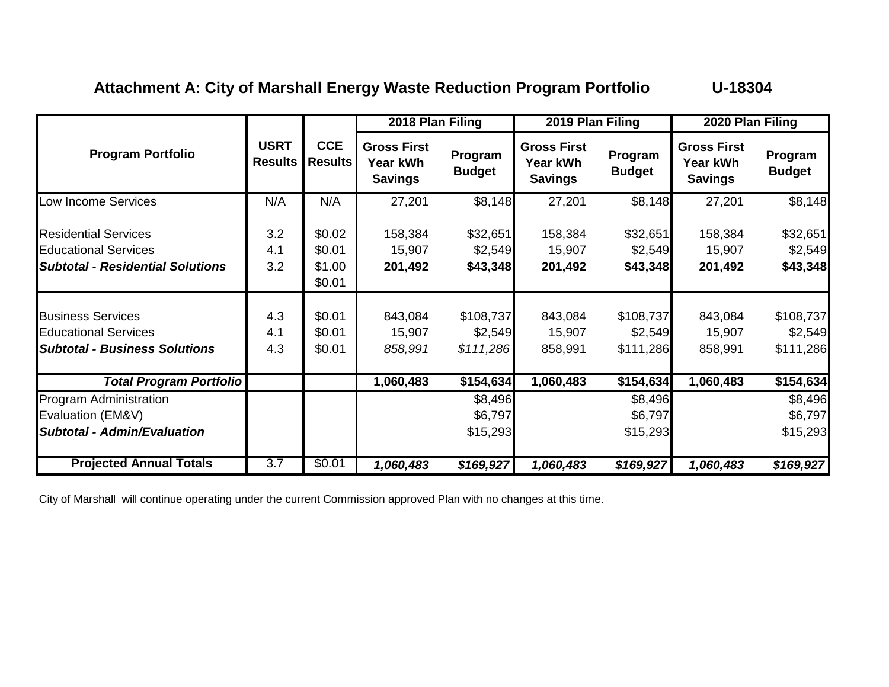## Attachment A: City of Marshall Energy Waste Reduction Program Portfolio U-18304

| Program Portfolio | USRT Results | CCE Results | 2018 Plan Filing | | 2019 Plan Filing | | 2020 Plan Filing | |
|---|---|---|---|---|---|---|---|---|
| | | | Gross First Year kWh Savings | Program Budget | Gross First Year kWh Savings | Program Budget | Gross First Year kWh Savings | Program Budget |
| Low Income Services | N/A | N/A | 27,201 | $8,148 | 27,201 | $8,148 | 27,201 | $8,148 |
| Residential Services | 3.2 | $0.02 | 158,384 | $32,651 | 158,384 | $32,651 | 158,384 | $32,651 |
| Educational Services | 4.1 | $0.01 | 15,907 | $2,549 | 15,907 | $2,549 | 15,907 | $2,549 |
| ***Subtotal - Residential Solutions*** | 3.2 | $1.00 $0.01 | **201,492** | **$43,348** | **201,492** | **$43,348** | **201,492** | **$43,348** |
| Business Services | 4.3 | $0.01 | 843,084 | $108,737 | 843,084 | $108,737 | 843,084 | $108,737 |
| Educational Services | 4.1 | $0.01 | 15,907 | $2,549 | 15,907 | $2,549 | 15,907 | $2,549 |
| ***Subtotal - Business Solutions*** | 4.3 | $0.01 | *858,991* | *$111,286* | 858,991 | $111,286 | 858,991 | $111,286 |
| ***Total Program Portfolio*** | | | **1,060,483** | **$154,634** | **1,060,483** | **$154,634** | **1,060,483** | **$154,634** |
| Program Administration | | | | $8,496 | | $8,496 | | $8,496 |
| Evaluation (EM&V) | | | | $6,797 | | $6,797 | | $6,797 |
| ***Subtotal - Admin/Evaluation*** | | | | $15,293 | | $15,293 | | $15,293 |
| **Projected Annual Totals** | 3.7 | $0.01 | ***1,060,483*** | ***$169,927*** | ***1,060,483*** | ***$169,927*** | ***1,060,483*** | ***$169,927*** |

City of Marshall will continue operating under the current Commission approved Plan with no changes at this time.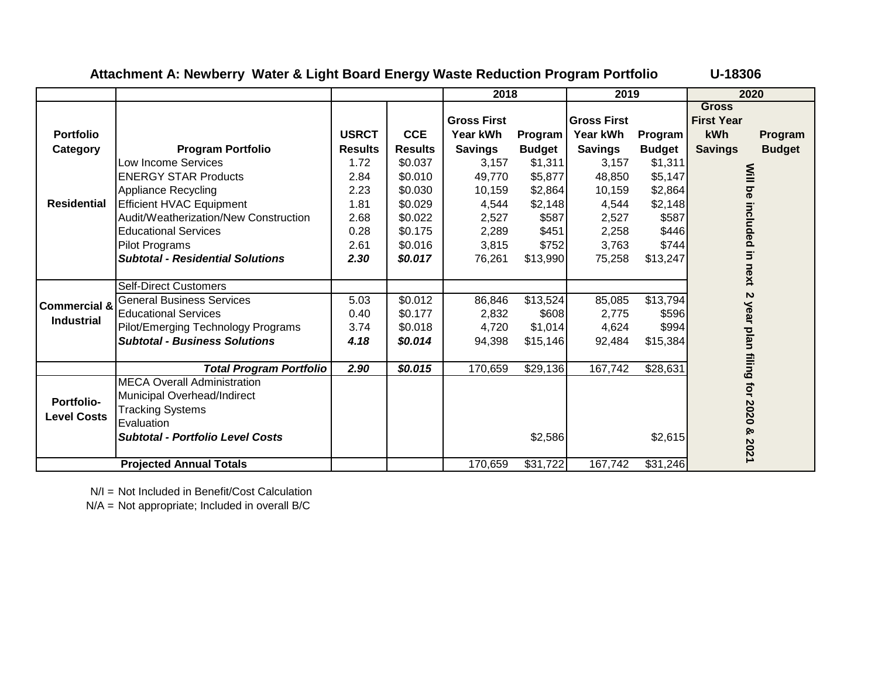**Attachment A: Newberry Water & Light Board Energy Waste Reduction Program Portfolio** **U-18306**

| | | | | 2018 | | 2019 | | 2020 | |
|---|---|---|---|---|---|---|---|---|---|
| **Portfolio Category** | **Program Portfolio** | **USRCT Results** | **CCE Results** | **Gross First Year kWh Savings** | **Program Budget** | **Gross First Year kWh Savings** | **Program Budget** | **Gross First Year kWh Savings** | **Program Budget** |
| **Residential** | Low Income Services | 1.72 | $0.037 | 3,157 | $1,311 | 3,157 | $1,311 | **Will be included in next 2 year plan filing for 2020 & 2021** | |
| | ENERGY STAR Products | 2.84 | $0.010 | 49,770 | $5,877 | 48,850 | $5,147 | | |
| | Appliance Recycling | 2.23 | $0.030 | 10,159 | $2,864 | 10,159 | $2,864 | | |
| | Efficient HVAC Equipment | 1.81 | $0.029 | 4,544 | $2,148 | 4,544 | $2,148 | | |
| | Audit/Weatherization/New Construction | 2.68 | $0.022 | 2,527 | $587 | 2,527 | $587 | | |
| | Educational Services | 0.28 | $0.175 | 2,289 | $451 | 2,258 | $446 | | |
| | Pilot Programs | 2.61 | $0.016 | 3,815 | $752 | 3,763 | $744 | | |
| | ***Subtotal - Residential Solutions*** | ***2.30*** | ***$0.017*** | 76,261 | $13,990 | 75,258 | $13,247 | | |
| **Commercial & Industrial** | Self-Direct Customers | | | | | | | | |
| | General Business Services | 5.03 | $0.012 | 86,846 | $13,524 | 85,085 | $13,794 | | |
| | Educational Services | 0.40 | $0.177 | 2,832 | $608 | 2,775 | $596 | | |
| | Pilot/Emerging Technology Programs | 3.74 | $0.018 | 4,720 | $1,014 | 4,624 | $994 | | |
| | ***Subtotal - Business Solutions*** | ***4.18*** | ***$0.014*** | 94,398 | $15,146 | 92,484 | $15,384 | | |
| | ***Total Program Portfolio*** | ***2.90*** | ***$0.015*** | 170,659 | $29,136 | 167,742 | $28,631 | | |
| **Portfolio-Level Costs** | MECA Overall Administration | | | | | | | | |
| | Municipal Overhead/Indirect | | | | | | | | |
| | Tracking Systems | | | | | | | | |
| | Evaluation | | | | | | | | |
| | ***Subtotal - Portfolio Level Costs*** | | | | $2,586 | | $2,615 | | |
| **Projected Annual Totals** | | | | 170,659 | $31,722 | 167,742 | $31,246 | | |

N/I = Not Included in Benefit/Cost Calculation
N/A = Not appropriate; Included in overall B/C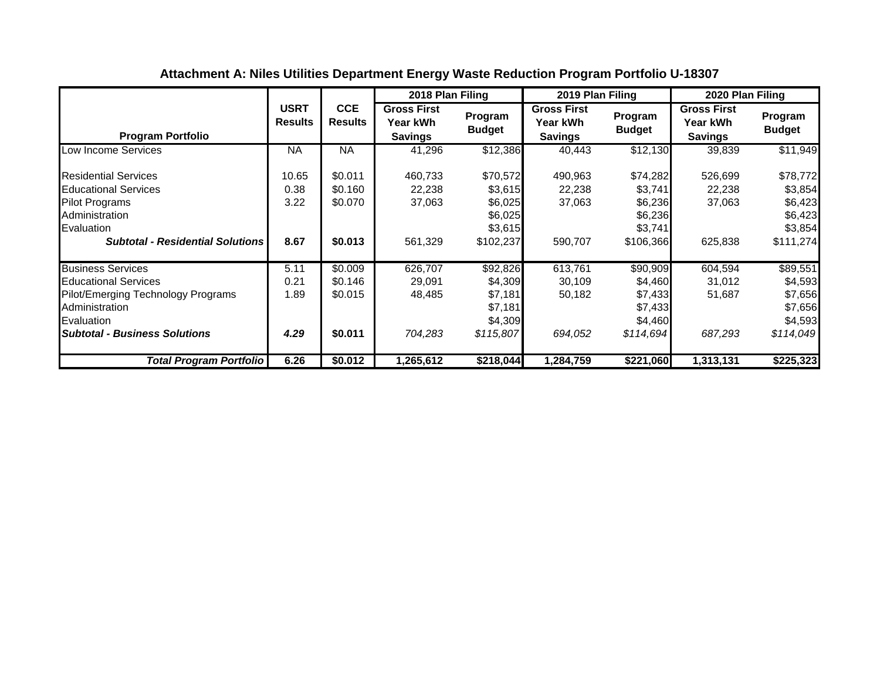## Attachment A: Niles Utilities Department Energy Waste Reduction Program Portfolio U-18307

| Program Portfolio | USRT Results | CCE Results | 2018 Plan Filing | | 2019 Plan Filing | | 2020 Plan Filing | |
|---|---|---|---|---|---|---|---|---|
| | | | Gross First Year kWh Savings | Program Budget | Gross First Year kWh Savings | Program Budget | Gross First Year kWh Savings | Program Budget |
| Low Income Services | NA | NA | 41,296 | $12,386 | 40,443 | $12,130 | 39,839 | $11,949 |
| Residential Services | 10.65 | $0.011 | 460,733 | $70,572 | 490,963 | $74,282 | 526,699 | $78,772 |
| Educational Services | 0.38 | $0.160 | 22,238 | $3,615 | 22,238 | $3,741 | 22,238 | $3,854 |
| Pilot Programs | 3.22 | $0.070 | 37,063 | $6,025 | 37,063 | $6,236 | 37,063 | $6,423 |
| Administration | | | | $6,025 | | $6,236 | | $6,423 |
| Evaluation | | | | $3,615 | | $3,741 | | $3,854 |
| ***Subtotal - Residential Solutions*** | **8.67** | **$0.013** | 561,329 | $102,237 | 590,707 | $106,366 | 625,838 | $111,274 |
| Business Services | 5.11 | $0.009 | 626,707 | $92,826 | 613,761 | $90,909 | 604,594 | $89,551 |
| Educational Services | 0.21 | $0.146 | 29,091 | $4,309 | 30,109 | $4,460 | 31,012 | $4,593 |
| Pilot/Emerging Technology Programs | 1.89 | $0.015 | 48,485 | $7,181 | 50,182 | $7,433 | 51,687 | $7,656 |
| Administration | | | | $7,181 | | $7,433 | | $7,656 |
| Evaluation | | | | $4,309 | | $4,460 | | $4,593 |
| ***Subtotal - Business Solutions*** | ***4.29*** | **$0.011** | *704,283* | *$115,807* | *694,052* | *$114,694* | *687,293* | *$114,049* |
| ***Total Program Portfolio*** | **6.26** | **$0.012** | **1,265,612** | **$218,044** | **1,284,759** | **$221,060** | **1,313,131** | **$225,323** |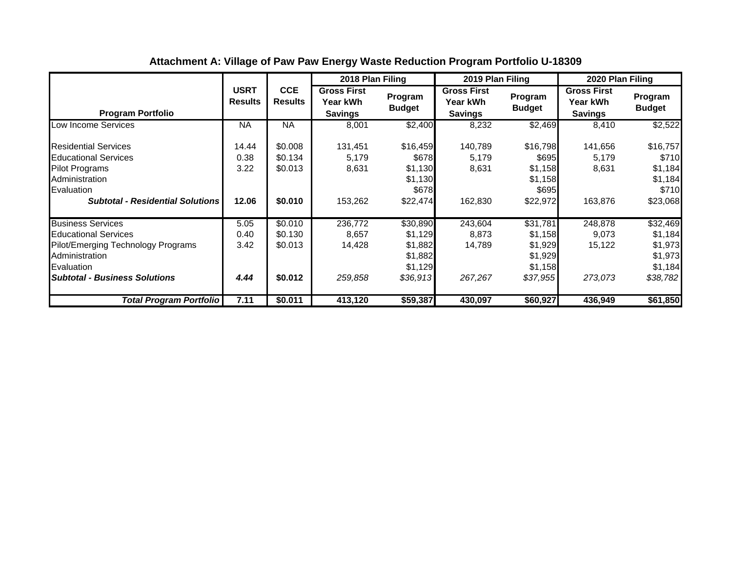# Attachment A: Village of Paw Paw Energy Waste Reduction Program Portfolio U-18309

| Program Portfolio | USRT Results | CCE Results | 2018 Plan Filing | | 2019 Plan Filing | | 2020 Plan Filing | |
|---|---|---|---|---|---|---|---|---|
| | | | Gross First Year kWh Savings | Program Budget | Gross First Year kWh Savings | Program Budget | Gross First Year kWh Savings | Program Budget |
| Low Income Services | NA | NA | 8,001 | $2,400 | 8,232 | $2,469 | 8,410 | $2,522 |
| Residential Services | 14.44 | $0.008 | 131,451 | $16,459 | 140,789 | $16,798 | 141,656 | $16,757 |
| Educational Services | 0.38 | $0.134 | 5,179 | $678 | 5,179 | $695 | 5,179 | $710 |
| Pilot Programs | 3.22 | $0.013 | 8,631 | $1,130 | 8,631 | $1,158 | 8,631 | $1,184 |
| Administration | | | | $1,130 | | $1,158 | | $1,184 |
| Evaluation | | | | $678 | | $695 | | $710 |
| ***Subtotal - Residential Solutions*** | **12.06** | **$0.010** | 153,262 | $22,474 | 162,830 | $22,972 | 163,876 | $23,068 |
| Business Services | 5.05 | $0.010 | 236,772 | $30,890 | 243,604 | $31,781 | 248,878 | $32,469 |
| Educational Services | 0.40 | $0.130 | 8,657 | $1,129 | 8,873 | $1,158 | 9,073 | $1,184 |
| Pilot/Emerging Technology Programs | 3.42 | $0.013 | 14,428 | $1,882 | 14,789 | $1,929 | 15,122 | $1,973 |
| Administration | | | | $1,882 | | $1,929 | | $1,973 |
| Evaluation | | | | $1,129 | | $1,158 | | $1,184 |
| ***Subtotal - Business Solutions*** | ***4.44*** | **$0.012** | *259,858* | *$36,913* | *267,267* | *$37,955* | *273,073* | *$38,782* |
| ***Total Program Portfolio*** | **7.11** | **$0.011** | **413,120** | **$59,387** | **430,097** | **$60,927** | **436,949** | **$61,850** |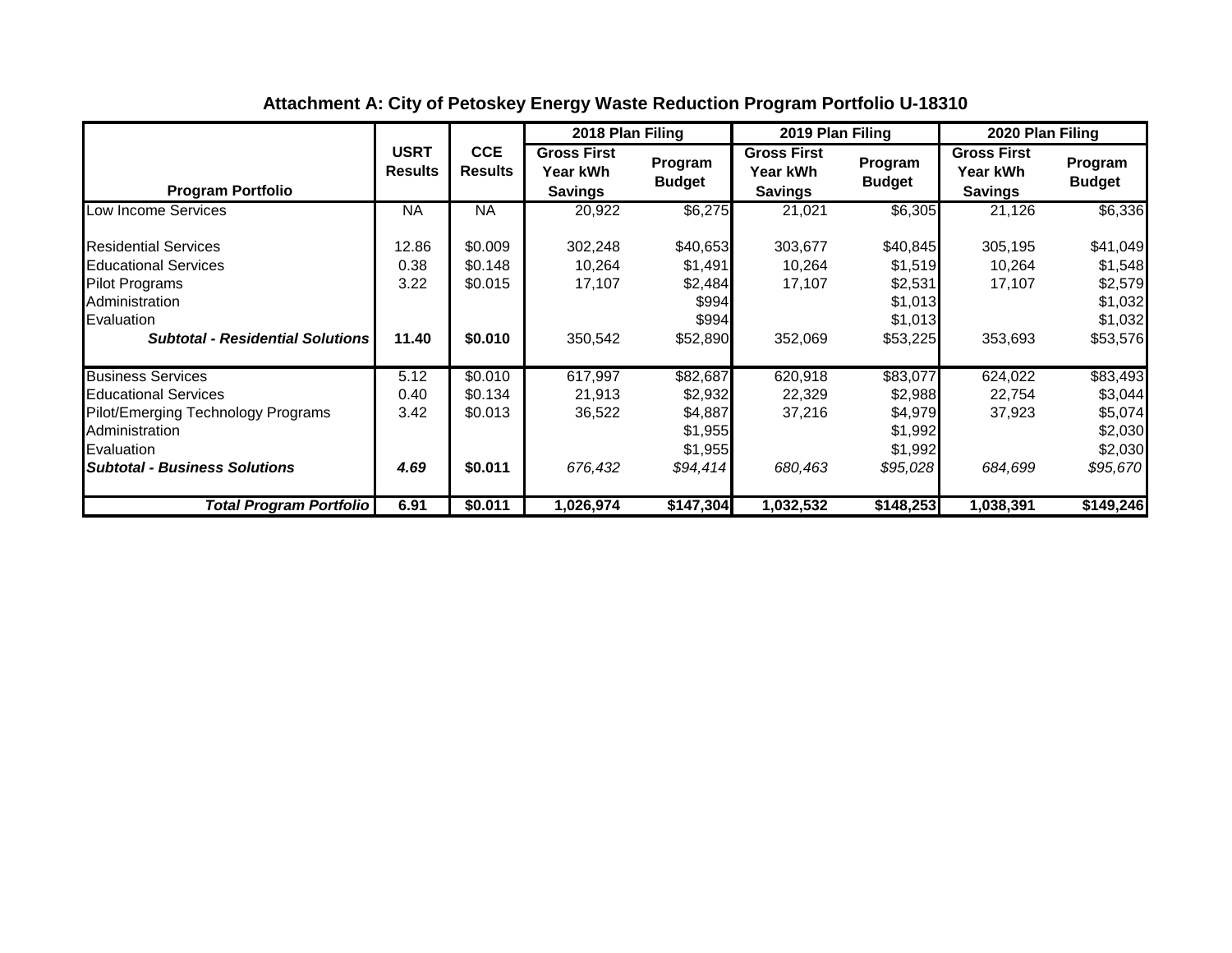## Attachment A: City of Petoskey Energy Waste Reduction Program Portfolio U-18310

| Program Portfolio | USRT Results | CCE Results | 2018 Plan Filing | | 2019 Plan Filing | | 2020 Plan Filing | |
|---|---|---|---|---|---|---|---|---|
| | | | Gross First Year kWh Savings | Program Budget | Gross First Year kWh Savings | Program Budget | Gross First Year kWh Savings | Program Budget |
| Low Income Services | NA | NA | 20,922 | $6,275 | 21,021 | $6,305 | 21,126 | $6,336 |
| Residential Services | 12.86 | $0.009 | 302,248 | $40,653 | 303,677 | $40,845 | 305,195 | $41,049 |
| Educational Services | 0.38 | $0.148 | 10,264 | $1,491 | 10,264 | $1,519 | 10,264 | $1,548 |
| Pilot Programs | 3.22 | $0.015 | 17,107 | $2,484 | 17,107 | $2,531 | 17,107 | $2,579 |
| Administration | | | | $994 | | $1,013 | | $1,032 |
| Evaluation | | | | $994 | | $1,013 | | $1,032 |
| ***Subtotal - Residential Solutions*** | **11.40** | **$0.010** | 350,542 | $52,890 | 352,069 | $53,225 | 353,693 | $53,576 |
| Business Services | 5.12 | $0.010 | 617,997 | $82,687 | 620,918 | $83,077 | 624,022 | $83,493 |
| Educational Services | 0.40 | $0.134 | 21,913 | $2,932 | 22,329 | $2,988 | 22,754 | $3,044 |
| Pilot/Emerging Technology Programs | 3.42 | $0.013 | 36,522 | $4,887 | 37,216 | $4,979 | 37,923 | $5,074 |
| Administration | | | | $1,955 | | $1,992 | | $2,030 |
| Evaluation | | | | $1,955 | | $1,992 | | $2,030 |
| ***Subtotal - Business Solutions*** | ***4.69*** | **$0.011** | *676,432* | *$94,414* | *680,463* | *$95,028* | *684,699* | *$95,670* |
| ***Total Program Portfolio*** | **6.91** | **$0.011** | **1,026,974** | **$147,304** | **1,032,532** | **$148,253** | **1,038,391** | **$149,246** |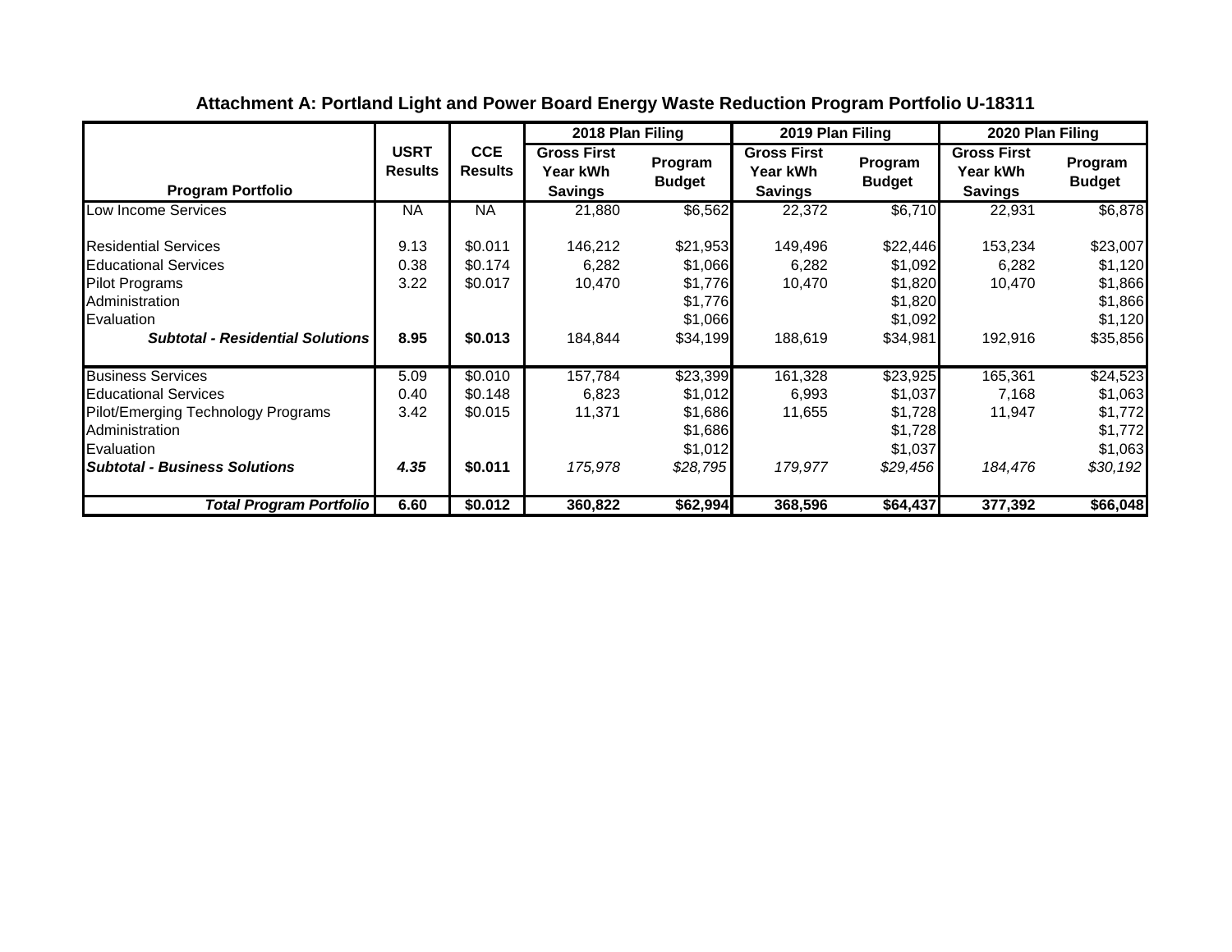## Attachment A: Portland Light and Power Board Energy Waste Reduction Program Portfolio U-18311

| Program Portfolio | USRT Results | CCE Results | 2018 Plan Filing | | 2019 Plan Filing | | 2020 Plan Filing | |
|---|---|---|---|---|---|---|---|---|
| | | | Gross First Year kWh Savings | Program Budget | Gross First Year kWh Savings | Program Budget | Gross First Year kWh Savings | Program Budget |
| Low Income Services | NA | NA | 21,880 | $6,562 | 22,372 | $6,710 | 22,931 | $6,878 |
| Residential Services | 9.13 | $0.011 | 146,212 | $21,953 | 149,496 | $22,446 | 153,234 | $23,007 |
| Educational Services | 0.38 | $0.174 | 6,282 | $1,066 | 6,282 | $1,092 | 6,282 | $1,120 |
| Pilot Programs | 3.22 | $0.017 | 10,470 | $1,776 | 10,470 | $1,820 | 10,470 | $1,866 |
| Administration | | | | $1,776 | | $1,820 | | $1,866 |
| Evaluation | | | | $1,066 | | $1,092 | | $1,120 |
| ***Subtotal - Residential Solutions*** | **8.95** | **$0.013** | 184,844 | $34,199 | 188,619 | $34,981 | 192,916 | $35,856 |
| Business Services | 5.09 | $0.010 | 157,784 | $23,399 | 161,328 | $23,925 | 165,361 | $24,523 |
| Educational Services | 0.40 | $0.148 | 6,823 | $1,012 | 6,993 | $1,037 | 7,168 | $1,063 |
| Pilot/Emerging Technology Programs | 3.42 | $0.015 | 11,371 | $1,686 | 11,655 | $1,728 | 11,947 | $1,772 |
| Administration | | | | $1,686 | | $1,728 | | $1,772 |
| Evaluation | | | | $1,012 | | $1,037 | | $1,063 |
| ***Subtotal - Business Solutions*** | ***4.35*** | **$0.011** | *175,978* | *$28,795* | *179,977* | *$29,456* | *184,476* | *$30,192* |
| ***Total Program Portfolio*** | **6.60** | **$0.012** | **360,822** | **$62,994** | **368,596** | **$64,437** | **377,392** | **$66,048** |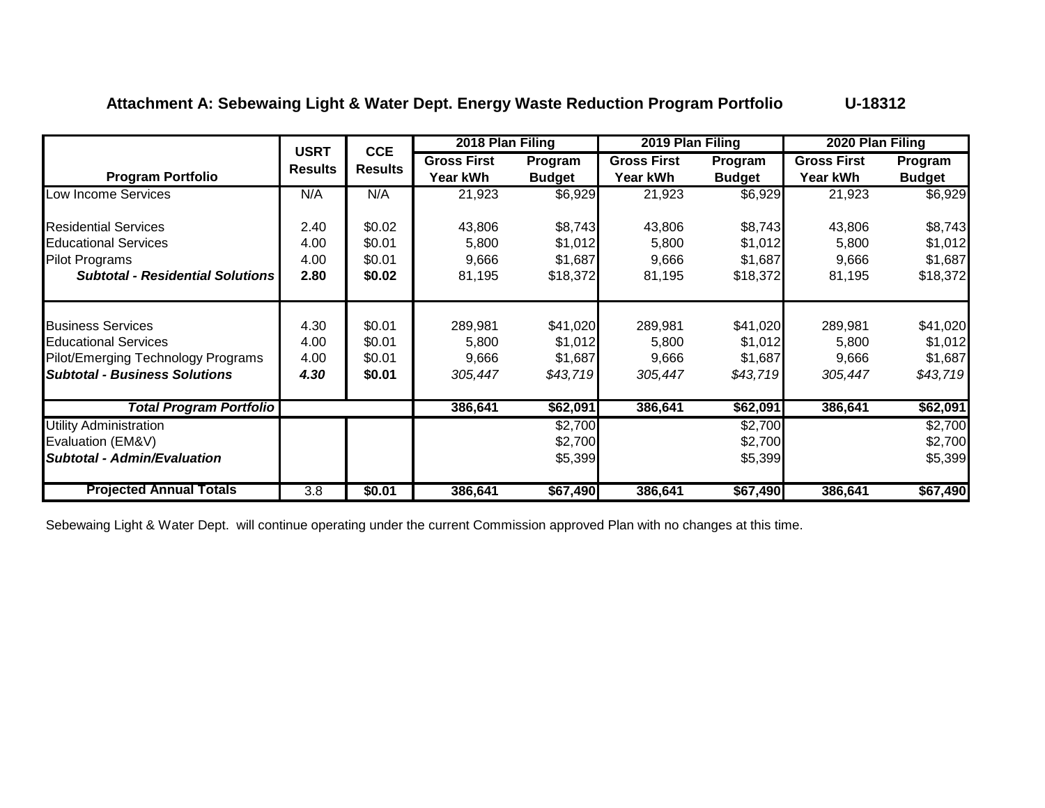**Attachment A: Sebewaing Light & Water Dept. Energy Waste Reduction Program Portfolio U-18312**

| Program Portfolio | USRT Results | CCE Results | 2018 Plan Filing | | 2019 Plan Filing | | 2020 Plan Filing | |
|---|---|---|---|---|---|---|---|---|
| | | | Gross First Year kWh | Program Budget | Gross First Year kWh | Program Budget | Gross First Year kWh | Program Budget |
| Low Income Services | N/A | N/A | 21,923 | $6,929 | 21,923 | $6,929 | 21,923 | $6,929 |
| Residential Services | 2.40 | $0.02 | 43,806 | $8,743 | 43,806 | $8,743 | 43,806 | $8,743 |
| Educational Services | 4.00 | $0.01 | 5,800 | $1,012 | 5,800 | $1,012 | 5,800 | $1,012 |
| Pilot Programs | 4.00 | $0.01 | 9,666 | $1,687 | 9,666 | $1,687 | 9,666 | $1,687 |
| ***Subtotal - Residential Solutions*** | **2.80** | **$0.02** | 81,195 | $18,372 | 81,195 | $18,372 | 81,195 | $18,372 |
| Business Services | 4.30 | $0.01 | 289,981 | $41,020 | 289,981 | $41,020 | 289,981 | $41,020 |
| Educational Services | 4.00 | $0.01 | 5,800 | $1,012 | 5,800 | $1,012 | 5,800 | $1,012 |
| Pilot/Emerging Technology Programs | 4.00 | $0.01 | 9,666 | $1,687 | 9,666 | $1,687 | 9,666 | $1,687 |
| ***Subtotal - Business Solutions*** | ***4.30*** | **$0.01** | *305,447* | *$43,719* | *305,447* | *$43,719* | *305,447* | *$43,719* |
| ***Total Program Portfolio*** | | | **386,641** | **$62,091** | **386,641** | **$62,091** | **386,641** | **$62,091** |
| Utility Administration | | | | $2,700 | | $2,700 | | $2,700 |
| Evaluation (EM&V) | | | | $2,700 | | $2,700 | | $2,700 |
| ***Subtotal - Admin/Evaluation*** | | | | $5,399 | | $5,399 | | $5,399 |
| **Projected Annual Totals** | 3.8 | **$0.01** | **386,641** | **$67,490** | **386,641** | **$67,490** | **386,641** | **$67,490** |

Sebewaing Light & Water Dept. will continue operating under the current Commission approved Plan with no changes at this time.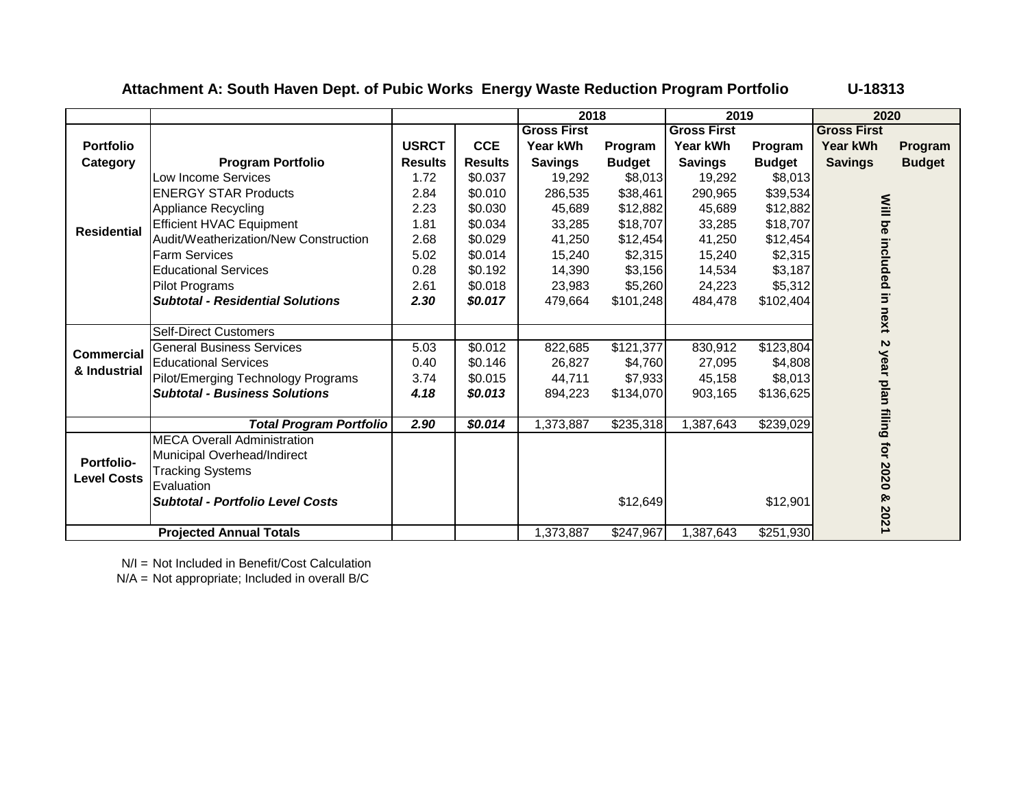## Attachment A: South Haven Dept. of Pubic Works Energy Waste Reduction Program Portfolio U-18313

| | | | | 2018 | | 2019 | | 2020 | |
|---|---|---|---|---|---|---|---|---|---|
| Portfolio Category | Program Portfolio | USRCT Results | CCE Results | Gross First Year kWh Savings | Program Budget | Gross First Year kWh Savings | Program Budget | Gross First Year kWh Savings | Program Budget |
| Residential | Low Income Services | 1.72 | $0.037 | 19,292 | $8,013 | 19,292 | $8,013 | Will be included in next 2 year plan filing for 2020 & 2021 | |
| | ENERGY STAR Products | 2.84 | $0.010 | 286,535 | $38,461 | 290,965 | $39,534 | | |
| | Appliance Recycling | 2.23 | $0.030 | 45,689 | $12,882 | 45,689 | $12,882 | | |
| | Efficient HVAC Equipment | 1.81 | $0.034 | 33,285 | $18,707 | 33,285 | $18,707 | | |
| | Audit/Weatherization/New Construction | 2.68 | $0.029 | 41,250 | $12,454 | 41,250 | $12,454 | | |
| | Farm Services | 5.02 | $0.014 | 15,240 | $2,315 | 15,240 | $2,315 | | |
| | Educational Services | 0.28 | $0.192 | 14,390 | $3,156 | 14,534 | $3,187 | | |
| | Pilot Programs | 2.61 | $0.018 | 23,983 | $5,260 | 24,223 | $5,312 | | |
| | ***Subtotal - Residential Solutions*** | ***2.30*** | ***$0.017*** | 479,664 | $101,248 | 484,478 | $102,404 | | |
| Commercial & Industrial | Self-Direct Customers | | | | | | | | |
| | General Business Services | 5.03 | $0.012 | 822,685 | $121,377 | 830,912 | $123,804 | | |
| | Educational Services | 0.40 | $0.146 | 26,827 | $4,760 | 27,095 | $4,808 | | |
| | Pilot/Emerging Technology Programs | 3.74 | $0.015 | 44,711 | $7,933 | 45,158 | $8,013 | | |
| | ***Subtotal - Business Solutions*** | ***4.18*** | ***$0.013*** | 894,223 | $134,070 | 903,165 | $136,625 | | |
| | ***Total Program Portfolio*** | ***2.90*** | ***$0.014*** | 1,373,887 | $235,318 | 1,387,643 | $239,029 | | |
| Portfolio-Level Costs | MECA Overall Administration | | | | | | | | |
| | Municipal Overhead/Indirect | | | | | | | | |
| | Tracking Systems | | | | | | | | |
| | Evaluation | | | | | | | | |
| | ***Subtotal - Portfolio Level Costs*** | | | | $12,649 | | $12,901 | | |
| **Projected Annual Totals** | | | | 1,373,887 | $247,967 | 1,387,643 | $251,930 | | |

N/I = Not Included in Benefit/Cost Calculation
N/A = Not appropriate; Included in overall B/C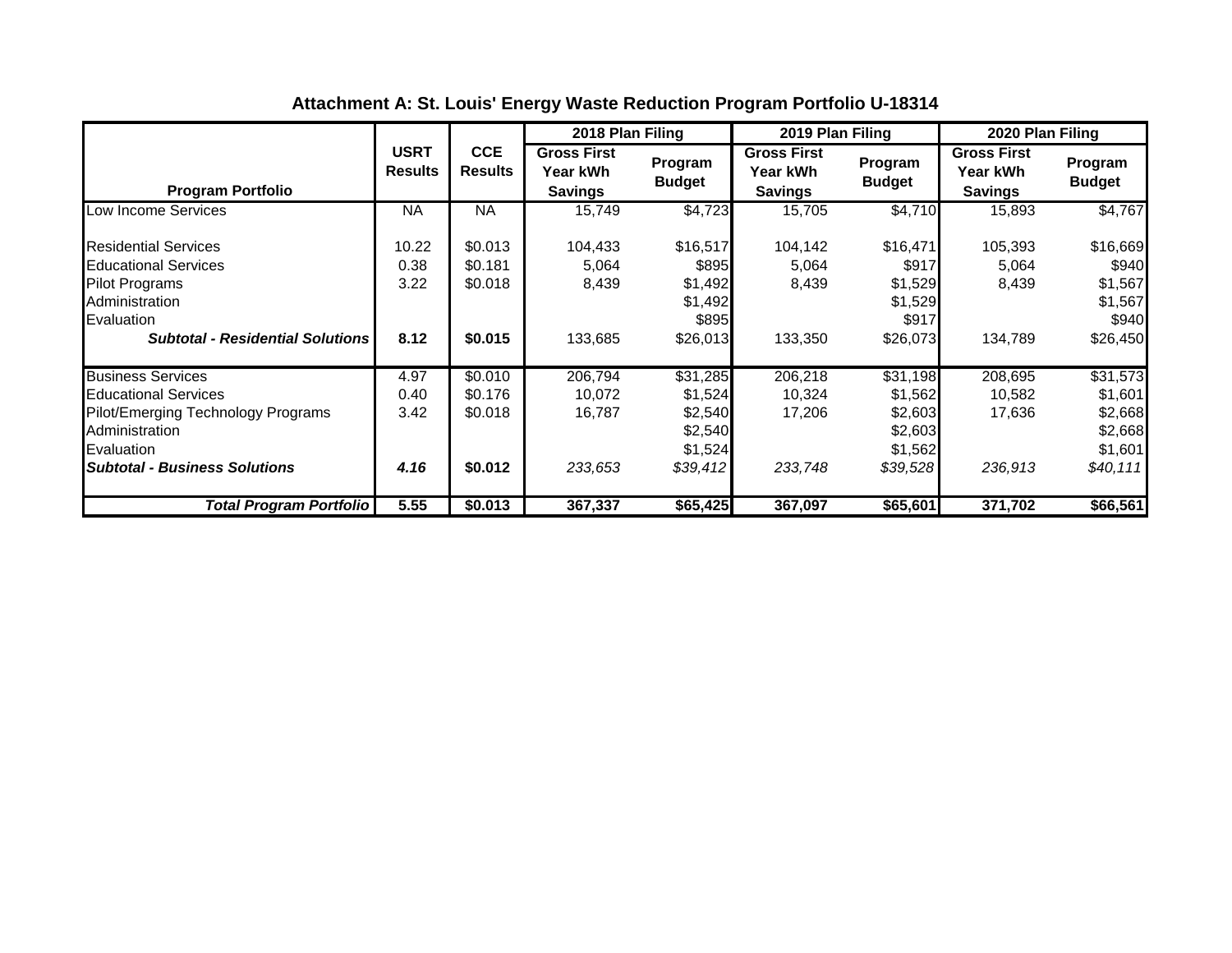**Attachment A: St. Louis' Energy Waste Reduction Program Portfolio U-18314**

| Program Portfolio | USRT Results | CCE Results | 2018 Plan Filing | | 2019 Plan Filing | | 2020 Plan Filing | |
|---|---|---|---|---|---|---|---|---|
| | | | Gross First Year kWh Savings | Program Budget | Gross First Year kWh Savings | Program Budget | Gross First Year kWh Savings | Program Budget |
| Low Income Services | NA | NA | 15,749 | $4,723 | 15,705 | $4,710 | 15,893 | $4,767 |
| Residential Services | 10.22 | $0.013 | 104,433 | $16,517 | 104,142 | $16,471 | 105,393 | $16,669 |
| Educational Services | 0.38 | $0.181 | 5,064 | $895 | 5,064 | $917 | 5,064 | $940 |
| Pilot Programs | 3.22 | $0.018 | 8,439 | $1,492 | 8,439 | $1,529 | 8,439 | $1,567 |
| Administration | | | | $1,492 | | $1,529 | | $1,567 |
| Evaluation | | | | $895 | | $917 | | $940 |
| ***Subtotal - Residential Solutions*** | **8.12** | **$0.015** | 133,685 | $26,013 | 133,350 | $26,073 | 134,789 | $26,450 |
| Business Services | 4.97 | $0.010 | 206,794 | $31,285 | 206,218 | $31,198 | 208,695 | $31,573 |
| Educational Services | 0.40 | $0.176 | 10,072 | $1,524 | 10,324 | $1,562 | 10,582 | $1,601 |
| Pilot/Emerging Technology Programs | 3.42 | $0.018 | 16,787 | $2,540 | 17,206 | $2,603 | 17,636 | $2,668 |
| Administration | | | | $2,540 | | $2,603 | | $2,668 |
| Evaluation | | | | $1,524 | | $1,562 | | $1,601 |
| ***Subtotal - Business Solutions*** | ***4.16*** | **$0.012** | *233,653* | *$39,412* | *233,748* | *$39,528* | *236,913* | *$40,111* |
| ***Total Program Portfolio*** | **5.55** | **$0.013** | **367,337** | **$65,425** | **367,097** | **$65,601** | **371,702** | **$66,561** |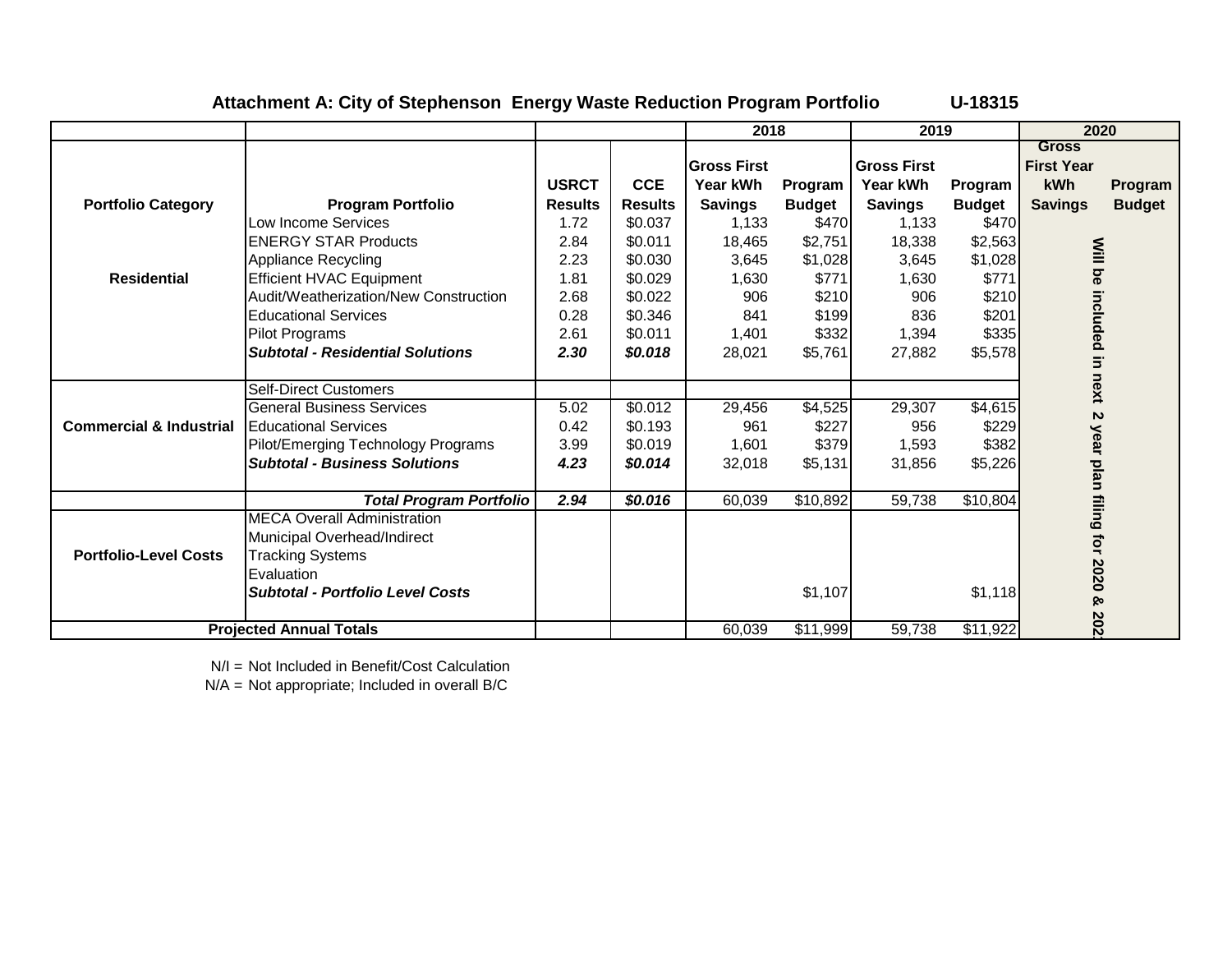**Attachment A: City of Stephenson Energy Waste Reduction Program Portfolio U-18315**

| | | | | 2018 | | 2019 | | 2020 | |
|---|---|---|---|---|---|---|---|---|---|
| **Portfolio Category** | **Program Portfolio** | **USRCT Results** | **CCE Results** | **Gross First Year kWh Savings** | **Program Budget** | **Gross First Year kWh Savings** | **Program Budget** | **Gross First Year kWh Savings** | **Program Budget** |
| **Residential** | Low Income Services | 1.72 | $0.037 | 1,133 | $470 | 1,133 | $470 | Will be included in next 2 year plan filing for 2020 & 2021 | |
| | ENERGY STAR Products | 2.84 | $0.011 | 18,465 | $2,751 | 18,338 | $2,563 | | |
| | Appliance Recycling | 2.23 | $0.030 | 3,645 | $1,028 | 3,645 | $1,028 | | |
| | Efficient HVAC Equipment | 1.81 | $0.029 | 1,630 | $771 | 1,630 | $771 | | |
| | Audit/Weatherization/New Construction | 2.68 | $0.022 | 906 | $210 | 906 | $210 | | |
| | Educational Services | 0.28 | $0.346 | 841 | $199 | 836 | $201 | | |
| | Pilot Programs | 2.61 | $0.011 | 1,401 | $332 | 1,394 | $335 | | |
| | ***Subtotal - Residential Solutions*** | ***2.30*** | ***$0.018*** | 28,021 | $5,761 | 27,882 | $5,578 | | |
| **Commercial & Industrial** | Self-Direct Customers | | | | | | | | |
| | General Business Services | 5.02 | $0.012 | 29,456 | $4,525 | 29,307 | $4,615 | | |
| | Educational Services | 0.42 | $0.193 | 961 | $227 | 956 | $229 | | |
| | Pilot/Emerging Technology Programs | 3.99 | $0.019 | 1,601 | $379 | 1,593 | $382 | | |
| | ***Subtotal - Business Solutions*** | ***4.23*** | ***$0.014*** | 32,018 | $5,131 | 31,856 | $5,226 | | |
| | ***Total Program Portfolio*** | ***2.94*** | ***$0.016*** | 60,039 | $10,892 | 59,738 | $10,804 | | |
| **Portfolio-Level Costs** | MECA Overall Administration | | | | | | | | |
| | Municipal Overhead/Indirect | | | | | | | | |
| | Tracking Systems | | | | | | | | |
| | Evaluation | | | | | | | | |
| | ***Subtotal - Portfolio Level Costs*** | | | | $1,107 | | $1,118 | | |
| **Projected Annual Totals** | | | | 60,039 | $11,999 | 59,738 | $11,922 | | |

N/I = Not Included in Benefit/Cost Calculation
N/A = Not appropriate; Included in overall B/C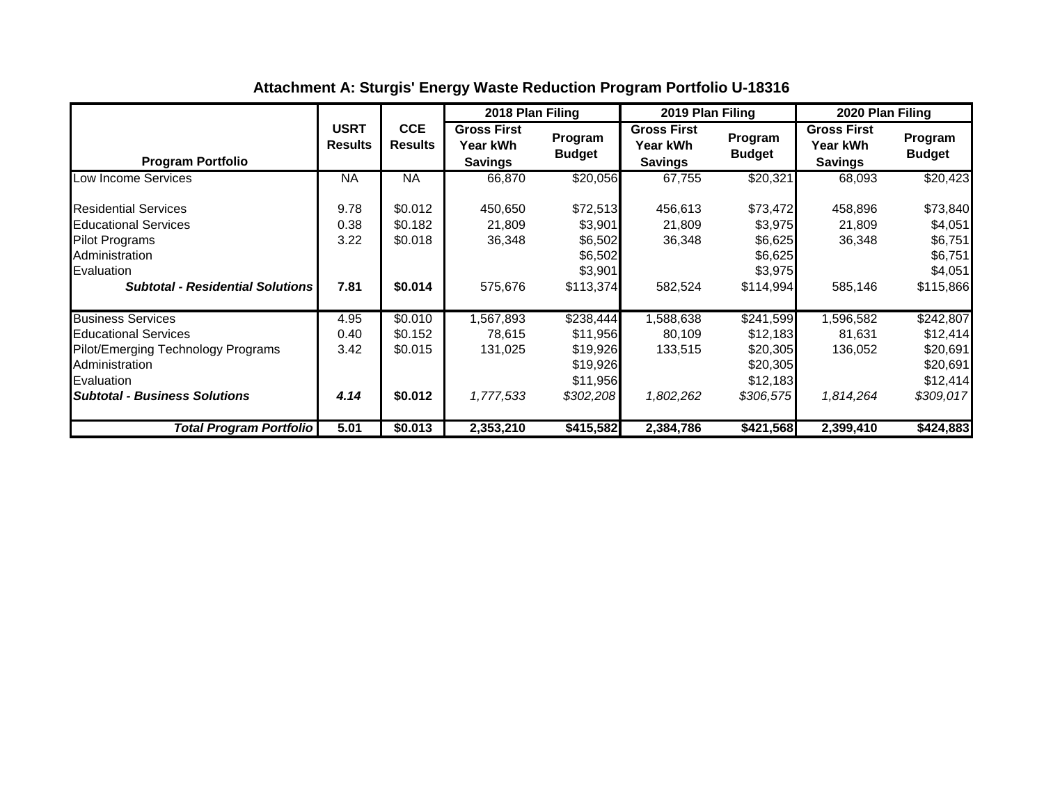**Attachment A: Sturgis' Energy Waste Reduction Program Portfolio U-18316**

| Program Portfolio | USRT Results | CCE Results | 2018 Plan Filing | | 2019 Plan Filing | | 2020 Plan Filing | |
|---|---|---|---|---|---|---|---|---|
| | | | Gross First Year kWh Savings | Program Budget | Gross First Year kWh Savings | Program Budget | Gross First Year kWh Savings | Program Budget |
| Low Income Services | NA | NA | 66,870 | $20,056 | 67,755 | $20,321 | 68,093 | $20,423 |
| Residential Services | 9.78 | $0.012 | 450,650 | $72,513 | 456,613 | $73,472 | 458,896 | $73,840 |
| Educational Services | 0.38 | $0.182 | 21,809 | $3,901 | 21,809 | $3,975 | 21,809 | $4,051 |
| Pilot Programs | 3.22 | $0.018 | 36,348 | $6,502 | 36,348 | $6,625 | 36,348 | $6,751 |
| Administration | | | | $6,502 | | $6,625 | | $6,751 |
| Evaluation | | | | $3,901 | | $3,975 | | $4,051 |
| ***Subtotal - Residential Solutions*** | **7.81** | **$0.014** | 575,676 | $113,374 | 582,524 | $114,994 | 585,146 | $115,866 |
| Business Services | 4.95 | $0.010 | 1,567,893 | $238,444 | 1,588,638 | $241,599 | 1,596,582 | $242,807 |
| Educational Services | 0.40 | $0.152 | 78,615 | $11,956 | 80,109 | $12,183 | 81,631 | $12,414 |
| Pilot/Emerging Technology Programs | 3.42 | $0.015 | 131,025 | $19,926 | 133,515 | $20,305 | 136,052 | $20,691 |
| Administration | | | | $19,926 | | $20,305 | | $20,691 |
| Evaluation | | | | $11,956 | | $12,183 | | $12,414 |
| ***Subtotal - Business Solutions*** | ***4.14*** | **$0.012** | *1,777,533* | *$302,208* | *1,802,262* | *$306,575* | *1,814,264* | *$309,017* |
| ***Total Program Portfolio*** | **5.01** | **$0.013** | **2,353,210** | **$415,582** | **2,384,786** | **$421,568** | **2,399,410** | **$424,883** |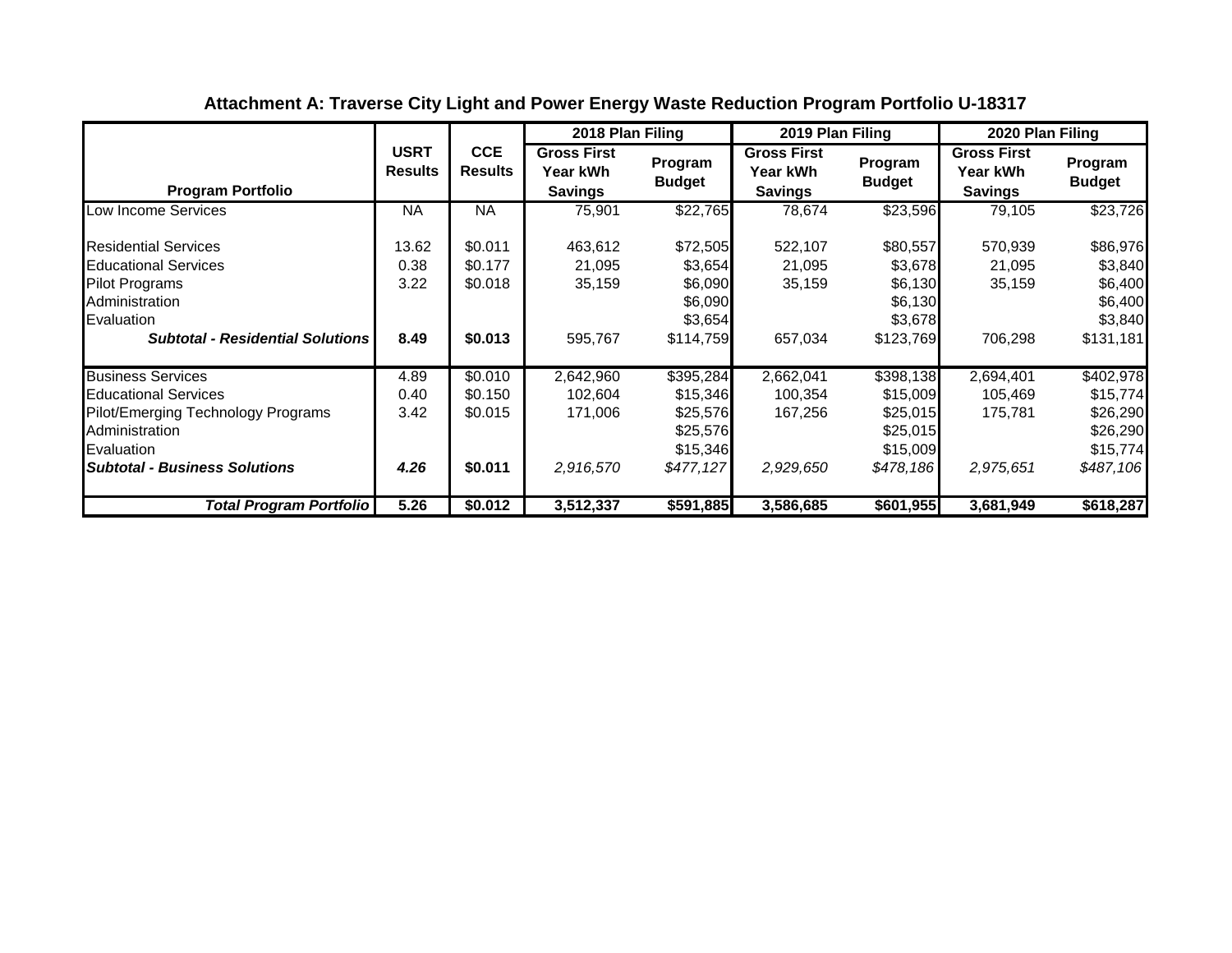**Attachment A: Traverse City Light and Power Energy Waste Reduction Program Portfolio U-18317**

| Program Portfolio | USRT Results | CCE Results | 2018 Plan Filing | | 2019 Plan Filing | | 2020 Plan Filing | |
|---|---|---|---|---|---|---|---|---|
| | | | Gross First Year kWh Savings | Program Budget | Gross First Year kWh Savings | Program Budget | Gross First Year kWh Savings | Program Budget |
| Low Income Services | NA | NA | 75,901 | $22,765 | 78,674 | $23,596 | 79,105 | $23,726 |
| Residential Services | 13.62 | $0.011 | 463,612 | $72,505 | 522,107 | $80,557 | 570,939 | $86,976 |
| Educational Services | 0.38 | $0.177 | 21,095 | $3,654 | 21,095 | $3,678 | 21,095 | $3,840 |
| Pilot Programs | 3.22 | $0.018 | 35,159 | $6,090 | 35,159 | $6,130 | 35,159 | $6,400 |
| Administration | | | | $6,090 | | $6,130 | | $6,400 |
| Evaluation | | | | $3,654 | | $3,678 | | $3,840 |
| ***Subtotal - Residential Solutions*** | **8.49** | **$0.013** | 595,767 | $114,759 | 657,034 | $123,769 | 706,298 | $131,181 |
| Business Services | 4.89 | $0.010 | 2,642,960 | $395,284 | 2,662,041 | $398,138 | 2,694,401 | $402,978 |
| Educational Services | 0.40 | $0.150 | 102,604 | $15,346 | 100,354 | $15,009 | 105,469 | $15,774 |
| Pilot/Emerging Technology Programs | 3.42 | $0.015 | 171,006 | $25,576 | 167,256 | $25,015 | 175,781 | $26,290 |
| Administration | | | | $25,576 | | $25,015 | | $26,290 |
| Evaluation | | | | $15,346 | | $15,009 | | $15,774 |
| ***Subtotal - Business Solutions*** | ***4.26*** | **$0.011** | *2,916,570* | *$477,127* | *2,929,650* | *$478,186* | *2,975,651* | *$487,106* |
| ***Total Program Portfolio*** | **5.26** | **$0.012** | **3,512,337** | **$591,885** | **3,586,685** | **$601,955** | **3,681,949** | **$618,287** |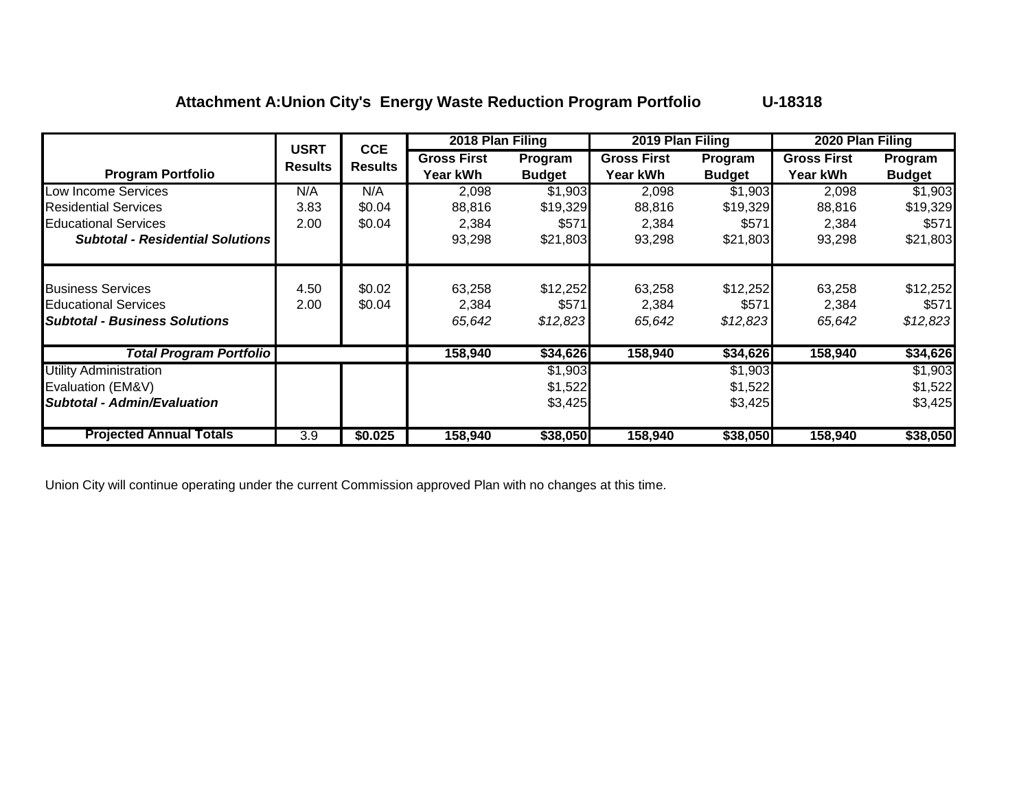## Attachment A:Union City's Energy Waste Reduction Program Portfolio U-18318

| Program Portfolio | USRT Results | CCE Results | 2018 Plan Filing | | 2019 Plan Filing | | 2020 Plan Filing | |
|---|---|---|---|---|---|---|---|---|
| | | | Gross First Year kWh | Program Budget | Gross First Year kWh | Program Budget | Gross First Year kWh | Program Budget |
| Low Income Services | N/A | N/A | 2,098 | $1,903 | 2,098 | $1,903 | 2,098 | $1,903 |
| Residential Services | 3.83 | $0.04 | 88,816 | $19,329 | 88,816 | $19,329 | 88,816 | $19,329 |
| Educational Services | 2.00 | $0.04 | 2,384 | $571 | 2,384 | $571 | 2,384 | $571 |
| ***Subtotal - Residential Solutions*** | | | 93,298 | $21,803 | 93,298 | $21,803 | 93,298 | $21,803 |
| Business Services | 4.50 | $0.02 | 63,258 | $12,252 | 63,258 | $12,252 | 63,258 | $12,252 |
| Educational Services | 2.00 | $0.04 | 2,384 | $571 | 2,384 | $571 | 2,384 | $571 |
| ***Subtotal - Business Solutions*** | | | *65,642* | *$12,823* | *65,642* | *$12,823* | *65,642* | *$12,823* |
| ***Total Program Portfolio*** | | | **158,940** | **$34,626** | **158,940** | **$34,626** | **158,940** | **$34,626** |
| Utility Administration | | | | $1,903 | | $1,903 | | $1,903 |
| Evaluation (EM&V) | | | | $1,522 | | $1,522 | | $1,522 |
| ***Subtotal - Admin/Evaluation*** | | | | $3,425 | | $3,425 | | $3,425 |
| **Projected Annual Totals** | 3.9 | **$0.025** | **158,940** | **$38,050** | **158,940** | **$38,050** | **158,940** | **$38,050** |

Union City will continue operating under the current Commission approved Plan with no changes at this time.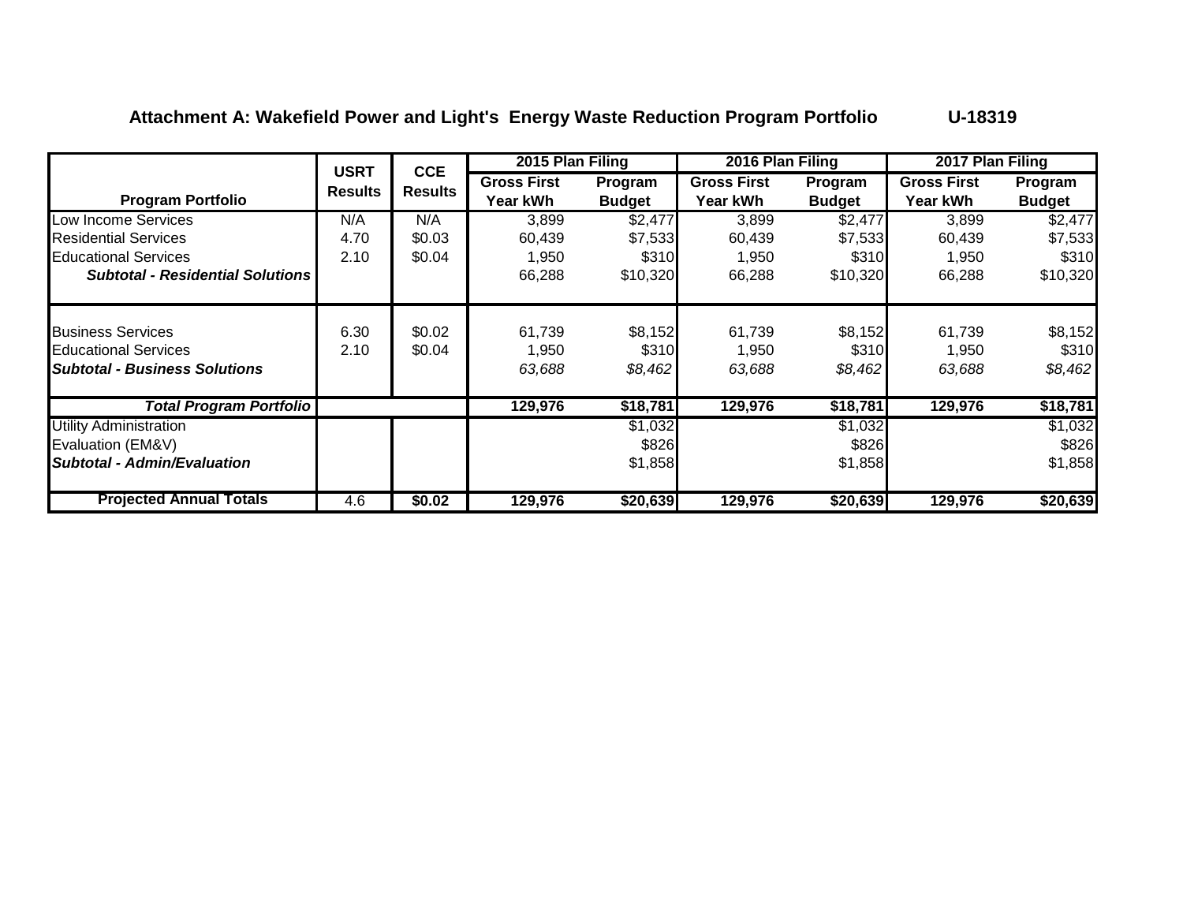**Attachment A: Wakefield Power and Light's Energy Waste Reduction Program Portfolio U-18319**

| Program Portfolio | USRT Results | CCE Results | 2015 Plan Filing | | 2016 Plan Filing | | 2017 Plan Filing | |
|---|---|---|---|---|---|---|---|---|
| | | | Gross First Year kWh | Program Budget | Gross First Year kWh | Program Budget | Gross First Year kWh | Program Budget |
| Low Income Services | N/A | N/A | 3,899 | $2,477 | 3,899 | $2,477 | 3,899 | $2,477 |
| Residential Services | 4.70 | $0.03 | 60,439 | $7,533 | 60,439 | $7,533 | 60,439 | $7,533 |
| Educational Services | 2.10 | $0.04 | 1,950 | $310 | 1,950 | $310 | 1,950 | $310 |
| ***Subtotal - Residential Solutions*** | | | 66,288 | $10,320 | 66,288 | $10,320 | 66,288 | $10,320 |
| Business Services | 6.30 | $0.02 | 61,739 | $8,152 | 61,739 | $8,152 | 61,739 | $8,152 |
| Educational Services | 2.10 | $0.04 | 1,950 | $310 | 1,950 | $310 | 1,950 | $310 |
| ***Subtotal - Business Solutions*** | | | *63,688* | *$8,462* | *63,688* | *$8,462* | *63,688* | *$8,462* |
| ***Total Program Portfolio*** | | | **129,976** | **$18,781** | **129,976** | **$18,781** | **129,976** | **$18,781** |
| Utility Administration | | | | $1,032 | | $1,032 | | $1,032 |
| Evaluation (EM&V) | | | | $826 | | $826 | | $826 |
| ***Subtotal - Admin/Evaluation*** | | | | $1,858 | | $1,858 | | $1,858 |
| **Projected Annual Totals** | 4.6 | **$0.02** | **129,976** | **$20,639** | **129,976** | **$20,639** | **129,976** | **$20,639** |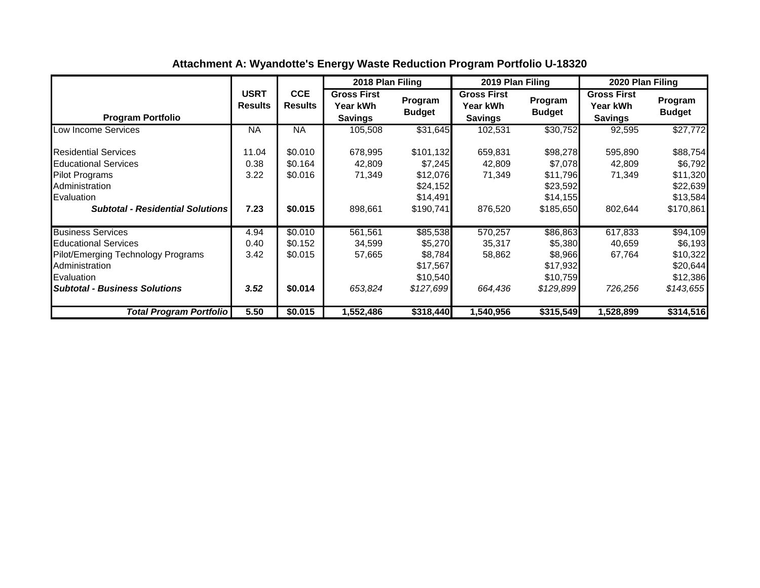**Attachment A: Wyandotte's Energy Waste Reduction Program Portfolio U-18320**

| Program Portfolio | USRT Results | CCE Results | 2018 Plan Filing | | 2019 Plan Filing | | 2020 Plan Filing | |
|---|---|---|---|---|---|---|---|---|
| | | | Gross First Year kWh Savings | Program Budget | Gross First Year kWh Savings | Program Budget | Gross First Year kWh Savings | Program Budget |
| Low Income Services | NA | NA | 105,508 | $31,645 | 102,531 | $30,752 | 92,595 | $27,772 |
| Residential Services | 11.04 | $0.010 | 678,995 | $101,132 | 659,831 | $98,278 | 595,890 | $88,754 |
| Educational Services | 0.38 | $0.164 | 42,809 | $7,245 | 42,809 | $7,078 | 42,809 | $6,792 |
| Pilot Programs | 3.22 | $0.016 | 71,349 | $12,076 | 71,349 | $11,796 | 71,349 | $11,320 |
| Administration | | | | $24,152 | | $23,592 | | $22,639 |
| Evaluation | | | | $14,491 | | $14,155 | | $13,584 |
| ***Subtotal - Residential Solutions*** | **7.23** | **$0.015** | 898,661 | $190,741 | 876,520 | $185,650 | 802,644 | $170,861 |
| Business Services | 4.94 | $0.010 | 561,561 | $85,538 | 570,257 | $86,863 | 617,833 | $94,109 |
| Educational Services | 0.40 | $0.152 | 34,599 | $5,270 | 35,317 | $5,380 | 40,659 | $6,193 |
| Pilot/Emerging Technology Programs | 3.42 | $0.015 | 57,665 | $8,784 | 58,862 | $8,966 | 67,764 | $10,322 |
| Administration | | | | $17,567 | | $17,932 | | $20,644 |
| Evaluation | | | | $10,540 | | $10,759 | | $12,386 |
| ***Subtotal - Business Solutions*** | ***3.52*** | **$0.014** | *653,824* | *$127,699* | *664,436* | *$129,899* | *726,256* | *$143,655* |
| ***Total Program Portfolio*** | **5.50** | **$0.015** | **1,552,486** | **$318,440** | **1,540,956** | **$315,549** | **1,528,899** | **$314,516** |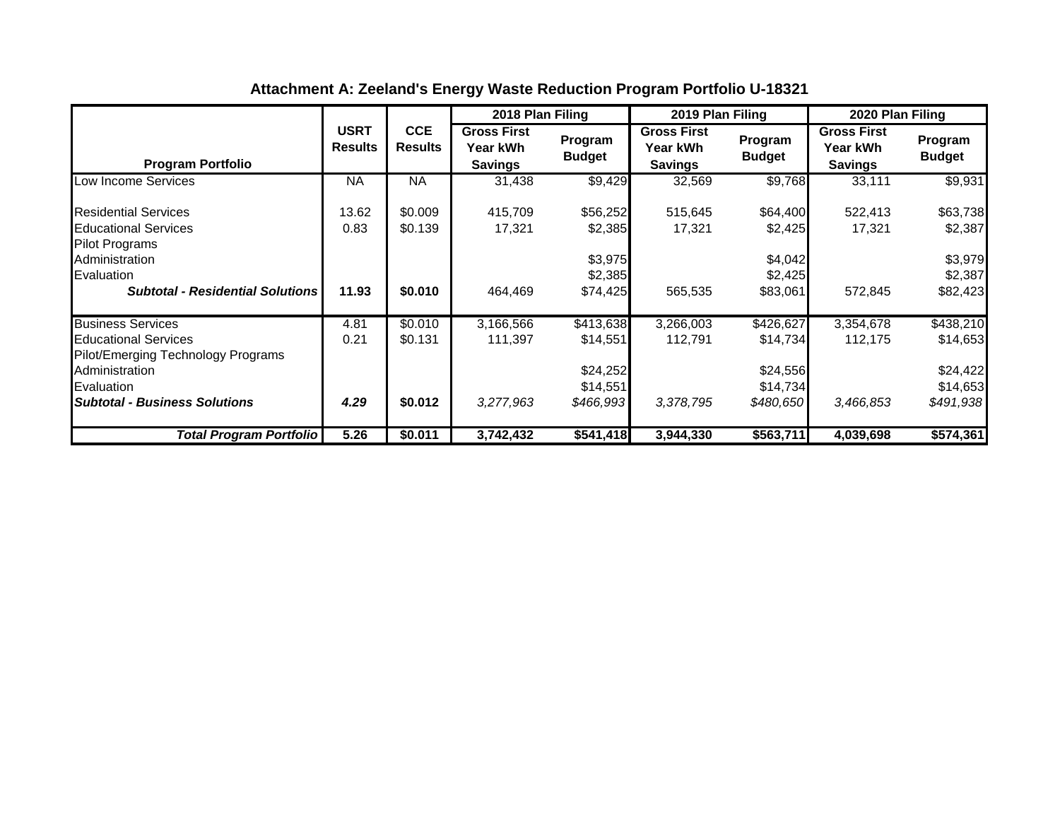**Attachment A: Zeeland's Energy Waste Reduction Program Portfolio U-18321**

| Program Portfolio | USRT Results | CCE Results | 2018 Plan Filing | | 2019 Plan Filing | | 2020 Plan Filing | |
|---|---|---|---|---|---|---|---|---|
| | | | Gross First Year kWh Savings | Program Budget | Gross First Year kWh Savings | Program Budget | Gross First Year kWh Savings | Program Budget |
| Low Income Services | NA | NA | 31,438 | $9,429 | 32,569 | $9,768 | 33,111 | $9,931 |
| Residential Services | 13.62 | $0.009 | 415,709 | $56,252 | 515,645 | $64,400 | 522,413 | $63,738 |
| Educational Services | 0.83 | $0.139 | 17,321 | $2,385 | 17,321 | $2,425 | 17,321 | $2,387 |
| Pilot Programs | | | | | | | | |
| Administration | | | | $3,975 | | $4,042 | | $3,979 |
| Evaluation | | | | $2,385 | | $2,425 | | $2,387 |
| ***Subtotal - Residential Solutions*** | **11.93** | **$0.010** | 464,469 | $74,425 | 565,535 | $83,061 | 572,845 | $82,423 |
| Business Services | 4.81 | $0.010 | 3,166,566 | $413,638 | 3,266,003 | $426,627 | 3,354,678 | $438,210 |
| Educational Services | 0.21 | $0.131 | 111,397 | $14,551 | 112,791 | $14,734 | 112,175 | $14,653 |
| Pilot/Emerging Technology Programs | | | | | | | | |
| Administration | | | | $24,252 | | $24,556 | | $24,422 |
| Evaluation | | | | $14,551 | | $14,734 | | $14,653 |
| ***Subtotal - Business Solutions*** | ***4.29*** | **$0.012** | *3,277,963* | *$466,993* | *3,378,795* | *$480,650* | *3,466,853* | *$491,938* |
| ***Total Program Portfolio*** | **5.26** | **$0.011** | **3,742,432** | **$541,418** | **3,944,330** | **$563,711** | **4,039,698** | **$574,361** |